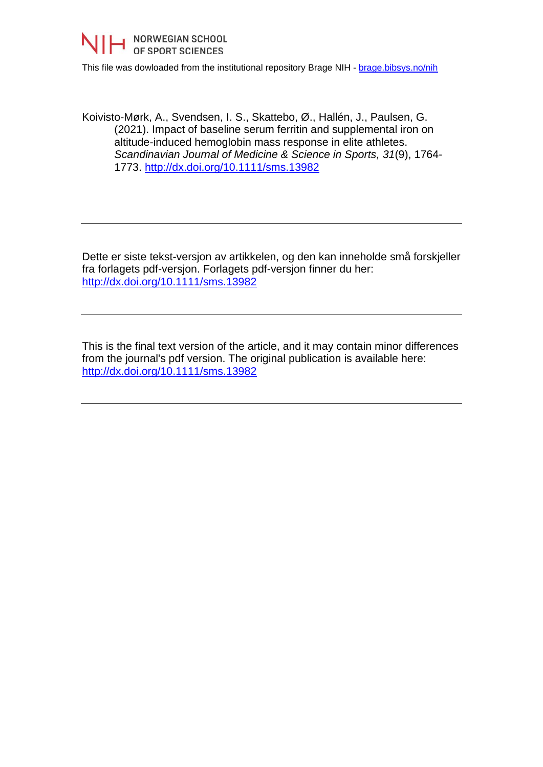NORWEGIAN SCHOOL OF SPORT SCIENCES

This file was dowloaded from the institutional repository Brage NIH - brage.bibsys.no/nih

Koivisto-Mørk, A., Svendsen, I. S., Skattebo, Ø., Hallén, J., Paulsen, G. (2021). Impact of baseline serum ferritin and supplemental iron on altitude-induced hemoglobin mass response in elite athletes. *Scandinavian Journal of Medicine & Science in Sports, 31*(9), 1764-1773. http://dx.doi.org/10.1111/sms.13982

---

Dette er siste tekst-versjon av artikkelen, og den kan inneholde små forskjeller fra forlagets pdf-versjon. Forlagets pdf-versjon finner du her: http://dx.doi.org/10.1111/sms.13982

---

This is the final text version of the article, and it may contain minor differences from the journal's pdf version. The original publication is available here: http://dx.doi.org/10.1111/sms.13982

---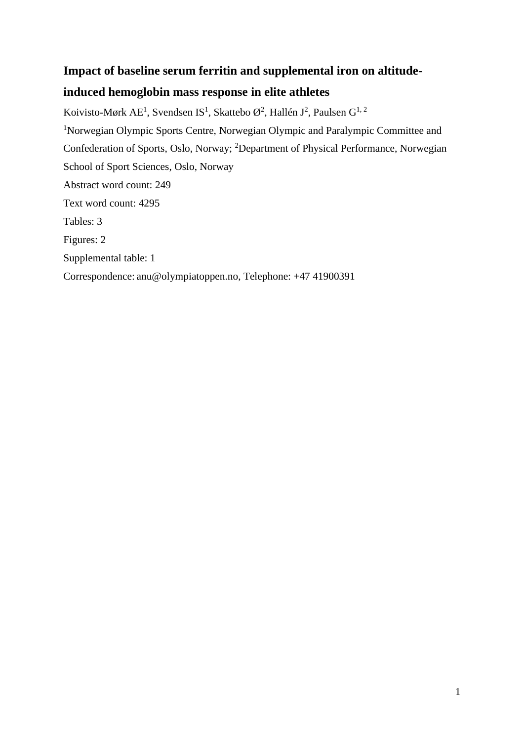# Impact of baseline serum ferritin and supplemental iron on altitude-induced hemoglobin mass response in elite athletes

Koivisto-Mørk AE[1], Svendsen IS[1], Skattebo Ø[2], Hallén J[2], Paulsen G[1, 2]

[1]Norwegian Olympic Sports Centre, Norwegian Olympic and Paralympic Committee and Confederation of Sports, Oslo, Norway; [2]Department of Physical Performance, Norwegian School of Sport Sciences, Oslo, Norway

Abstract word count: 249

Text word count: 4295

Tables: 3

Figures: 2

Supplemental table: 1

Correspondence: anu@olympiatoppen.no, Telephone: +47 41900391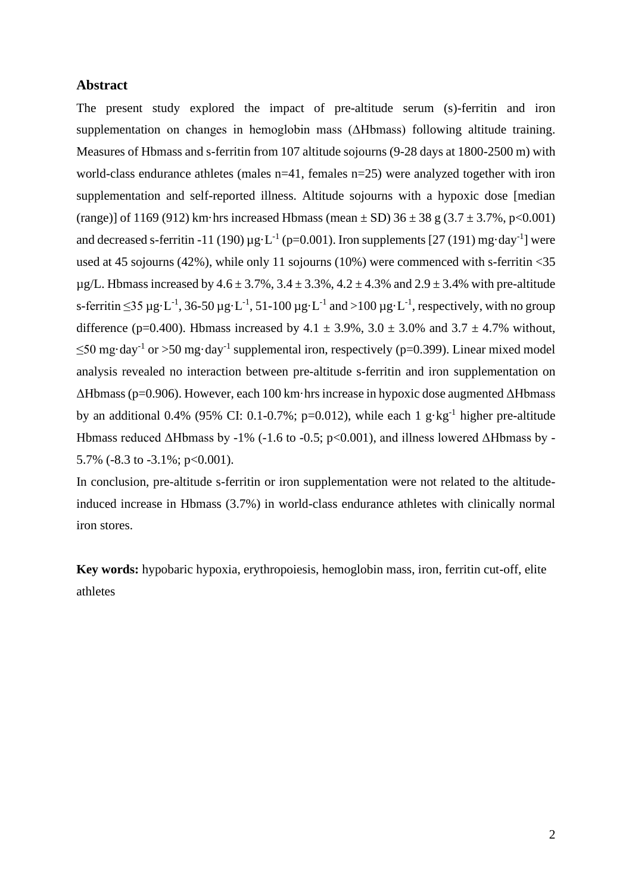## Abstract

The present study explored the impact of pre-altitude serum (s)-ferritin and iron supplementation on changes in hemoglobin mass (ΔHbmass) following altitude training. Measures of Hbmass and s-ferritin from 107 altitude sojourns (9-28 days at 1800-2500 m) with world-class endurance athletes (males n=41, females n=25) were analyzed together with iron supplementation and self-reported illness. Altitude sojourns with a hypoxic dose [median (range)] of 1169 (912) km·hrs increased Hbmass (mean ± SD) 36 ± 38 g (3.7 ± 3.7%, p<0.001) and decreased s-ferritin -11 (190) $\mu g \cdot L^{-1}$ (p=0.001). Iron supplements [27 (191) $mg \cdot day^{-1}$] were used at 45 sojourns (42%), while only 11 sojourns (10%) were commenced with s-ferritin <35 µg/L. Hbmass increased by 4.6 ± 3.7%, 3.4 ± 3.3%, 4.2 ± 4.3% and 2.9 ± 3.4% with pre-altitude s-ferritin ≤35 $\mu g \cdot L^{-1}$, 36-50 $\mu g \cdot L^{-1}$, 51-100 $\mu g \cdot L^{-1}$ and >100 $\mu g \cdot L^{-1}$, respectively, with no group difference (p=0.400). Hbmass increased by 4.1 ± 3.9%, 3.0 ± 3.0% and 3.7 ± 4.7% without, ≤50 $mg \cdot day^{-1}$ or >50 $mg \cdot day^{-1}$ supplemental iron, respectively (p=0.399). Linear mixed model analysis revealed no interaction between pre-altitude s-ferritin and iron supplementation on ΔHbmass (p=0.906). However, each 100 km·hrs increase in hypoxic dose augmented ΔHbmass by an additional 0.4% (95% CI: 0.1-0.7%; p=0.012), while each 1 $g \cdot kg^{-1}$ higher pre-altitude Hbmass reduced ΔHbmass by -1% (-1.6 to -0.5; p<0.001), and illness lowered ΔHbmass by -5.7% (-8.3 to -3.1%; p<0.001).

In conclusion, pre-altitude s-ferritin or iron supplementation were not related to the altitude-induced increase in Hbmass (3.7%) in world-class endurance athletes with clinically normal iron stores.

**Key words:** hypobaric hypoxia, erythropoiesis, hemoglobin mass, iron, ferritin cut-off, elite athletes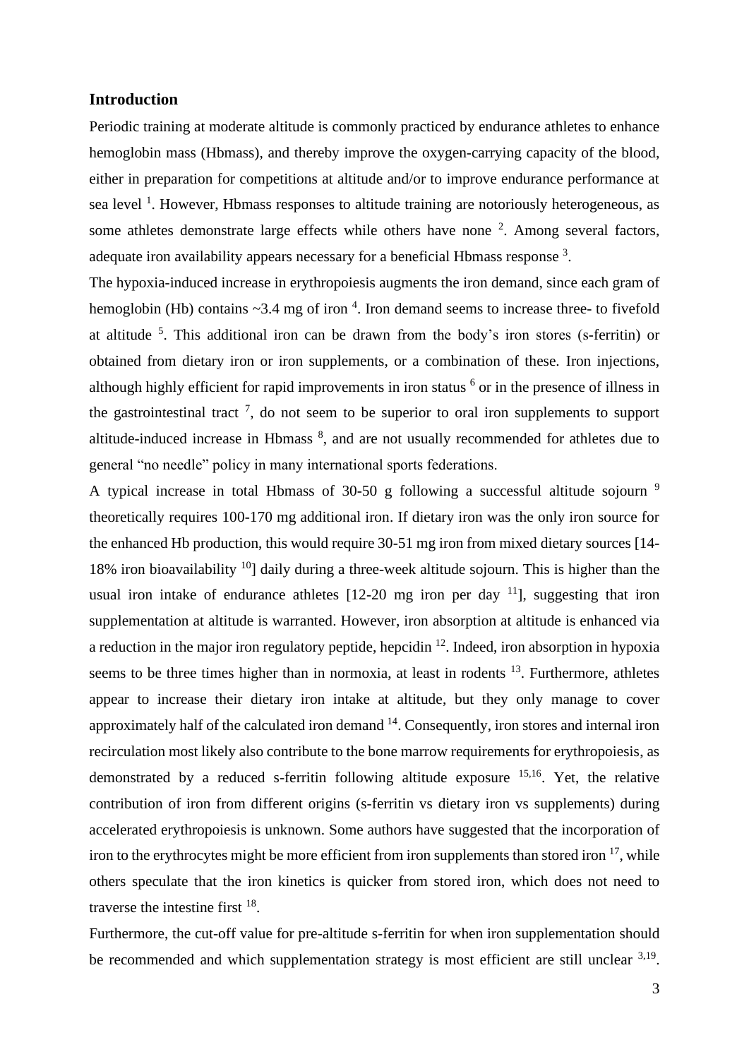## Introduction

Periodic training at moderate altitude is commonly practiced by endurance athletes to enhance hemoglobin mass (Hbmass), and thereby improve the oxygen-carrying capacity of the blood, either in preparation for competitions at altitude and/or to improve endurance performance at sea level [1]. However, Hbmass responses to altitude training are notoriously heterogeneous, as some athletes demonstrate large effects while others have none [2]. Among several factors, adequate iron availability appears necessary for a beneficial Hbmass response [3].

The hypoxia-induced increase in erythropoiesis augments the iron demand, since each gram of hemoglobin (Hb) contains ~3.4 mg of iron [4]. Iron demand seems to increase three- to fivefold at altitude [5]. This additional iron can be drawn from the body's iron stores (s-ferritin) or obtained from dietary iron or iron supplements, or a combination of these. Iron injections, although highly efficient for rapid improvements in iron status [6] or in the presence of illness in the gastrointestinal tract [7], do not seem to be superior to oral iron supplements to support altitude-induced increase in Hbmass [8], and are not usually recommended for athletes due to general "no needle" policy in many international sports federations.

A typical increase in total Hbmass of 30-50 g following a successful altitude sojourn [9] theoretically requires 100-170 mg additional iron. If dietary iron was the only iron source for the enhanced Hb production, this would require 30-51 mg iron from mixed dietary sources [14-18% iron bioavailability [10]] daily during a three-week altitude sojourn. This is higher than the usual iron intake of endurance athletes [12-20 mg iron per day [11]], suggesting that iron supplementation at altitude is warranted. However, iron absorption at altitude is enhanced via a reduction in the major iron regulatory peptide, hepcidin [12]. Indeed, iron absorption in hypoxia seems to be three times higher than in normoxia, at least in rodents [13]. Furthermore, athletes appear to increase their dietary iron intake at altitude, but they only manage to cover approximately half of the calculated iron demand [14]. Consequently, iron stores and internal iron recirculation most likely also contribute to the bone marrow requirements for erythropoiesis, as demonstrated by a reduced s-ferritin following altitude exposure [15,16]. Yet, the relative contribution of iron from different origins (s-ferritin vs dietary iron vs supplements) during accelerated erythropoiesis is unknown. Some authors have suggested that the incorporation of iron to the erythrocytes might be more efficient from iron supplements than stored iron [17], while others speculate that the iron kinetics is quicker from stored iron, which does not need to traverse the intestine first [18].

Furthermore, the cut-off value for pre-altitude s-ferritin for when iron supplementation should be recommended and which supplementation strategy is most efficient are still unclear [3,19].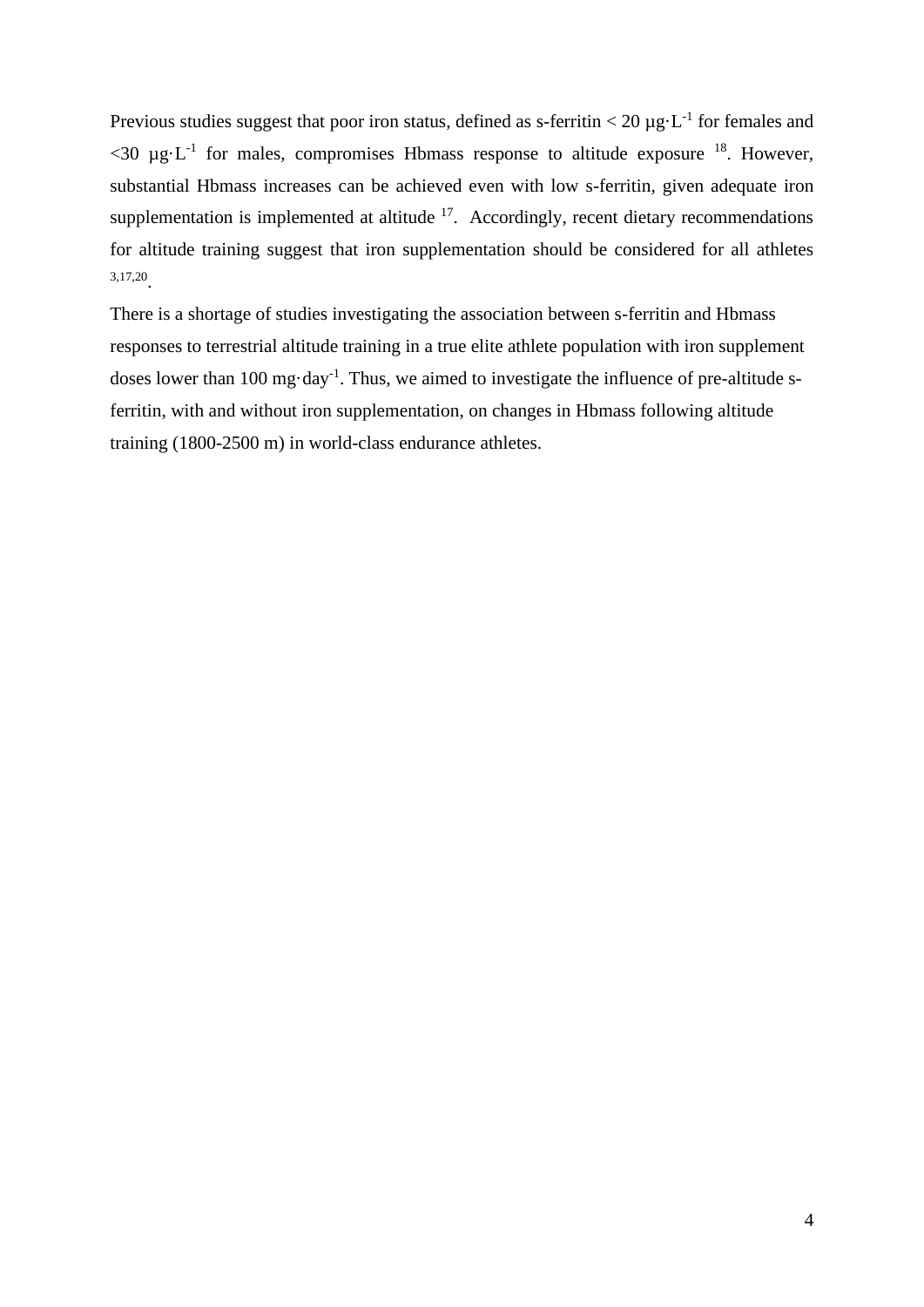Previous studies suggest that poor iron status, defined as s-ferritin < 20 $\mu g \cdot L^{-1}$ for females and <30 $\mu g \cdot L^{-1}$ for males, compromises Hbmass response to altitude exposure [18]. However, substantial Hbmass increases can be achieved even with low s-ferritin, given adequate iron supplementation is implemented at altitude [17]. Accordingly, recent dietary recommendations for altitude training suggest that iron supplementation should be considered for all athletes [3,17,20].

There is a shortage of studies investigating the association between s-ferritin and Hbmass responses to terrestrial altitude training in a true elite athlete population with iron supplement doses lower than 100 $mg \cdot day^{-1}$. Thus, we aimed to investigate the influence of pre-altitude s-ferritin, with and without iron supplementation, on changes in Hbmass following altitude training (1800-2500 m) in world-class endurance athletes.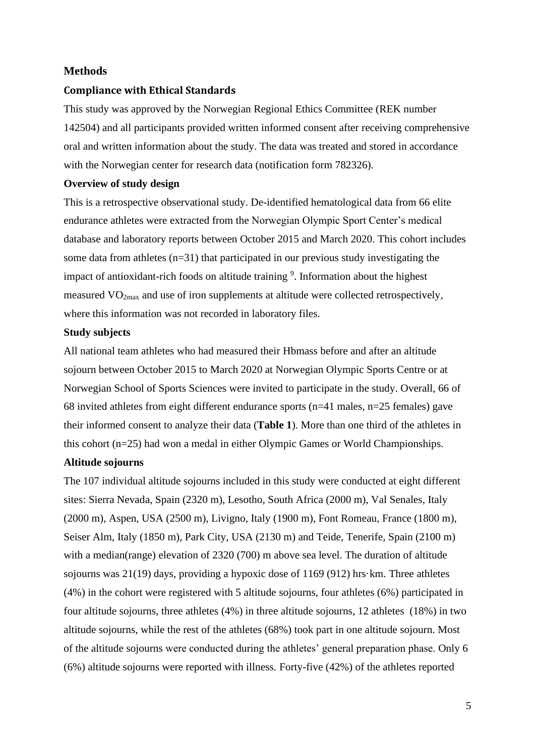## Methods

### Compliance with Ethical Standards

This study was approved by the Norwegian Regional Ethics Committee (REK number 142504) and all participants provided written informed consent after receiving comprehensive oral and written information about the study. The data was treated and stored in accordance with the Norwegian center for research data (notification form 782326).

### Overview of study design

This is a retrospective observational study. De-identified hematological data from 66 elite endurance athletes were extracted from the Norwegian Olympic Sport Center's medical database and laboratory reports between October 2015 and March 2020. This cohort includes some data from athletes (n=31) that participated in our previous study investigating the impact of antioxidant-rich foods on altitude training [9]. Information about the highest measured $VO_{2max}$ and use of iron supplements at altitude were collected retrospectively, where this information was not recorded in laboratory files.

### Study subjects

All national team athletes who had measured their Hbmass before and after an altitude sojourn between October 2015 to March 2020 at Norwegian Olympic Sports Centre or at Norwegian School of Sports Sciences were invited to participate in the study. Overall, 66 of 68 invited athletes from eight different endurance sports (n=41 males, n=25 females) gave their informed consent to analyze their data (**Table 1**). More than one third of the athletes in this cohort (n=25) had won a medal in either Olympic Games or World Championships.

### Altitude sojourns

The 107 individual altitude sojourns included in this study were conducted at eight different sites: Sierra Nevada, Spain (2320 m), Lesotho, South Africa (2000 m), Val Senales, Italy (2000 m), Aspen, USA (2500 m), Livigno, Italy (1900 m), Font Romeau, France (1800 m), Seiser Alm, Italy (1850 m), Park City, USA (2130 m) and Teide, Tenerife, Spain (2100 m) with a median(range) elevation of 2320 (700) m above sea level. The duration of altitude sojourns was 21(19) days, providing a hypoxic dose of 1169 (912) hrs·km. Three athletes (4%) in the cohort were registered with 5 altitude sojourns, four athletes (6%) participated in four altitude sojourns, three athletes (4%) in three altitude sojourns, 12 athletes (18%) in two altitude sojourns, while the rest of the athletes (68%) took part in one altitude sojourn. Most of the altitude sojourns were conducted during the athletes' general preparation phase. Only 6 (6%) altitude sojourns were reported with illness. Forty-five (42%) of the athletes reported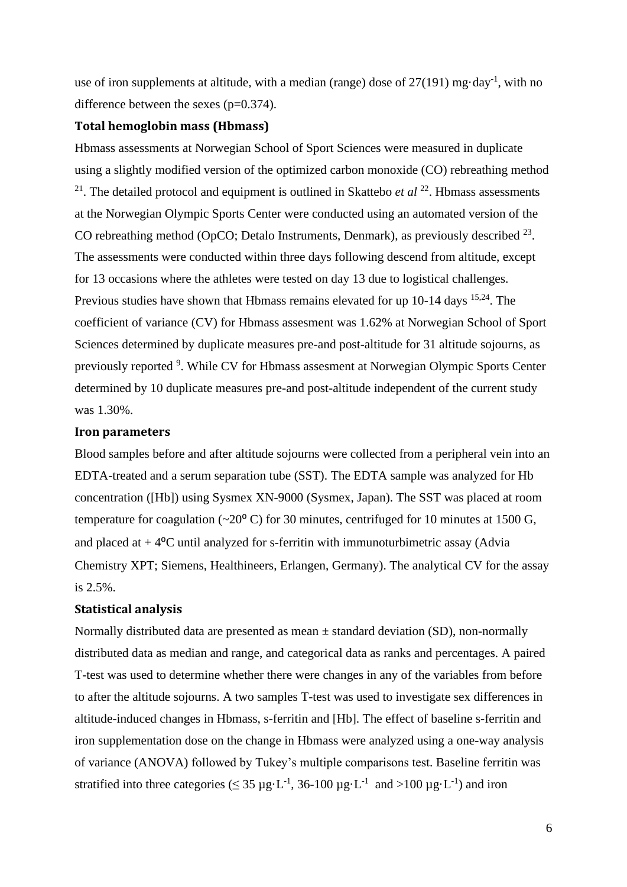use of iron supplements at altitude, with a median (range) dose of 27(191) mg·day$^{-1}$, with no difference between the sexes (p=0.374).

### Total hemoglobin mass (Hbmass)

Hbmass assessments at Norwegian School of Sport Sciences were measured in duplicate using a slightly modified version of the optimized carbon monoxide (CO) rebreathing method [21]. The detailed protocol and equipment is outlined in Skattebo *et al* [22]. Hbmass assessments at the Norwegian Olympic Sports Center were conducted using an automated version of the CO rebreathing method (OpCO; Detalo Instruments, Denmark), as previously described [23]. The assessments were conducted within three days following descend from altitude, except for 13 occasions where the athletes were tested on day 13 due to logistical challenges. Previous studies have shown that Hbmass remains elevated for up 10-14 days [15,24]. The coefficient of variance (CV) for Hbmass assesment was 1.62% at Norwegian School of Sport Sciences determined by duplicate measures pre-and post-altitude for 31 altitude sojourns, as previously reported [9]. While CV for Hbmass assesment at Norwegian Olympic Sports Center determined by 10 duplicate measures pre-and post-altitude independent of the current study was 1.30%.

### Iron parameters

Blood samples before and after altitude sojourns were collected from a peripheral vein into an EDTA-treated and a serum separation tube (SST). The EDTA sample was analyzed for Hb concentration ([Hb]) using Sysmex XN-9000 (Sysmex, Japan). The SST was placed at room temperature for coagulation (~20° C) for 30 minutes, centrifuged for 10 minutes at 1500 G, and placed at + 4°C until analyzed for s-ferritin with immunoturbimetric assay (Advia Chemistry XPT; Siemens, Healthineers, Erlangen, Germany). The analytical CV for the assay is 2.5%.

### Statistical analysis

Normally distributed data are presented as mean ± standard deviation (SD), non-normally distributed data as median and range, and categorical data as ranks and percentages. A paired T-test was used to determine whether there were changes in any of the variables from before to after the altitude sojourns. A two samples T-test was used to investigate sex differences in altitude-induced changes in Hbmass, s-ferritin and [Hb]. The effect of baseline s-ferritin and iron supplementation dose on the change in Hbmass were analyzed using a one-way analysis of variance (ANOVA) followed by Tukey's multiple comparisons test. Baseline ferritin was stratified into three categories (≤ 35 µg·L$^{-1}$, 36-100 µg·L$^{-1}$ and >100 µg·L$^{-1}$) and iron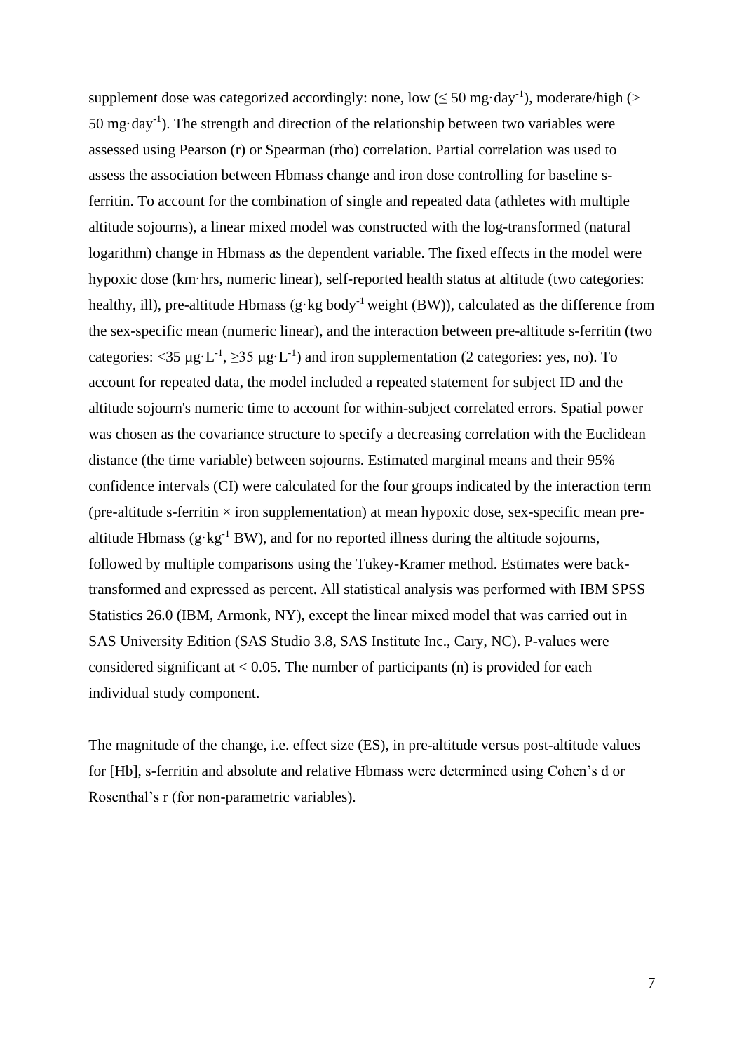supplement dose was categorized accordingly: none, low (≤ 50 mg·day$^{-1}$), moderate/high (> 50 mg·day$^{-1}$). The strength and direction of the relationship between two variables were assessed using Pearson (r) or Spearman (rho) correlation. Partial correlation was used to assess the association between Hbmass change and iron dose controlling for baseline s-ferritin. To account for the combination of single and repeated data (athletes with multiple altitude sojourns), a linear mixed model was constructed with the log-transformed (natural logarithm) change in Hbmass as the dependent variable. The fixed effects in the model were hypoxic dose (km·hrs, numeric linear), self-reported health status at altitude (two categories: healthy, ill), pre-altitude Hbmass (g·kg body$^{-1}$ weight (BW)), calculated as the difference from the sex-specific mean (numeric linear), and the interaction between pre-altitude s-ferritin (two categories: <35 µg·L$^{-1}$, ≥35 µg·L$^{-1}$) and iron supplementation (2 categories: yes, no). To account for repeated data, the model included a repeated statement for subject ID and the altitude sojourn's numeric time to account for within-subject correlated errors. Spatial power was chosen as the covariance structure to specify a decreasing correlation with the Euclidean distance (the time variable) between sojourns. Estimated marginal means and their 95% confidence intervals (CI) were calculated for the four groups indicated by the interaction term (pre-altitude s-ferritin × iron supplementation) at mean hypoxic dose, sex-specific mean pre-altitude Hbmass (g·kg$^{-1}$ BW), and for no reported illness during the altitude sojourns, followed by multiple comparisons using the Tukey-Kramer method. Estimates were back-transformed and expressed as percent. All statistical analysis was performed with IBM SPSS Statistics 26.0 (IBM, Armonk, NY), except the linear mixed model that was carried out in SAS University Edition (SAS Studio 3.8, SAS Institute Inc., Cary, NC). P-values were considered significant at < 0.05. The number of participants (n) is provided for each individual study component.

The magnitude of the change, i.e. effect size (ES), in pre-altitude versus post-altitude values for [Hb], s-ferritin and absolute and relative Hbmass were determined using Cohen's d or Rosenthal's r (for non-parametric variables).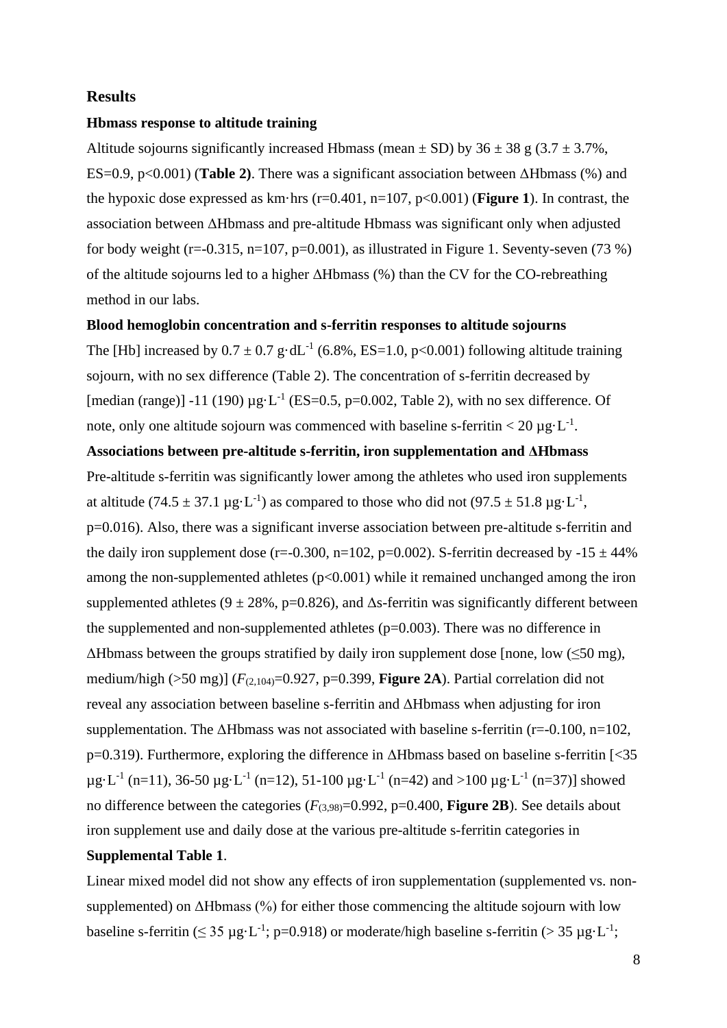## Results

### Hbmass response to altitude training

Altitude sojourns significantly increased Hbmass (mean ± SD) by 36 ± 38 g (3.7 ± 3.7%, ES=0.9, $p<0.001$) (**Table 2)**. There was a significant association between ΔHbmass (%) and the hypoxic dose expressed as km·hrs ($r=0.401$, $n=107$, $p<0.001$) (**Figure 1**). In contrast, the association between ΔHbmass and pre-altitude Hbmass was significant only when adjusted for body weight ($r=-0.315$, $n=107$, $p=0.001$), as illustrated in Figure 1. Seventy-seven (73 %) of the altitude sojourns led to a higher ΔHbmass (%) than the CV for the CO-rebreathing method in our labs.

### Blood hemoglobin concentration and s-ferritin responses to altitude sojourns

The [Hb] increased by 0.7 ± 0.7 $g \cdot dL^{-1}$ (6.8%, ES=1.0, $p<0.001$) following altitude training sojourn, with no sex difference (Table 2). The concentration of s-ferritin decreased by [median (range)] -11 (190) $\mu g \cdot L^{-1}$ (ES=0.5, $p=0.002$, Table 2), with no sex difference. Of note, only one altitude sojourn was commenced with baseline s-ferritin < 20 $\mu g \cdot L^{-1}$.

### Associations between pre-altitude s-ferritin, iron supplementation and ΔHbmass

Pre-altitude s-ferritin was significantly lower among the athletes who used iron supplements at altitude (74.5 ± 37.1 $\mu g \cdot L^{-1}$) as compared to those who did not (97.5 ± 51.8 $\mu g \cdot L^{-1}$, $p=0.016$). Also, there was a significant inverse association between pre-altitude s-ferritin and the daily iron supplement dose ($r=-0.300$, $n=102$, $p=0.002$). S-ferritin decreased by -15 ± 44% among the non-supplemented athletes ($p<0.001$) while it remained unchanged among the iron supplemented athletes (9 ± 28%, $p=0.826$), and Δs-ferritin was significantly different between the supplemented and non-supplemented athletes ($p=0.003$). There was no difference in ΔHbmass between the groups stratified by daily iron supplement dose [none, low (≤50 mg), medium/high (>50 mg)] ($F_{(2,104)}=0.927$, $p=0.399$, **Figure 2A**). Partial correlation did not reveal any association between baseline s-ferritin and ΔHbmass when adjusting for iron supplementation. The ΔHbmass was not associated with baseline s-ferritin ($r=-0.100$, $n=102$, $p=0.319$). Furthermore, exploring the difference in ΔHbmass based on baseline s-ferritin [<35 $\mu g \cdot L^{-1}$ (n=11), 36-50 $\mu g \cdot L^{-1}$ (n=12), 51-100 $\mu g \cdot L^{-1}$ (n=42) and >100 $\mu g \cdot L^{-1}$ (n=37)] showed no difference between the categories ($F_{(3,98)}=0.992$, $p=0.400$, **Figure 2B**). See details about iron supplement use and daily dose at the various pre-altitude s-ferritin categories in **Supplemental Table 1**.

Linear mixed model did not show any effects of iron supplementation (supplemented vs. non-supplemented) on ΔHbmass (%) for either those commencing the altitude sojourn with low baseline s-ferritin (≤ 35 $\mu g \cdot L^{-1}$; $p=0.918$) or moderate/high baseline s-ferritin (> 35 $\mu g \cdot L^{-1}$;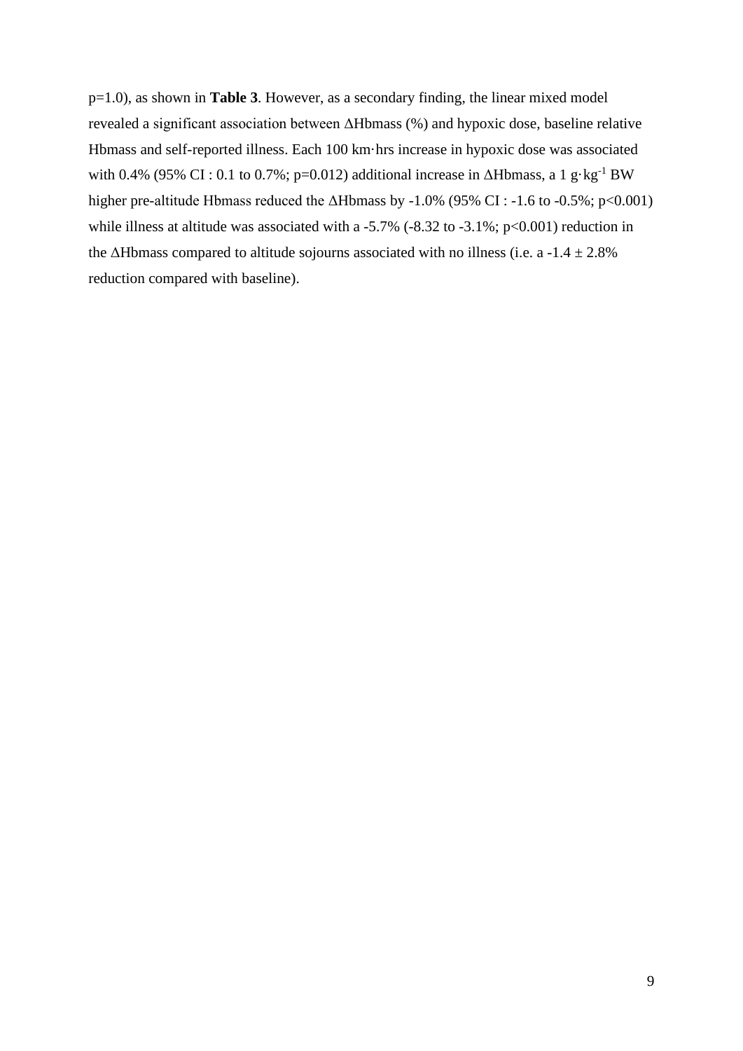p=1.0), as shown in **Table 3**. However, as a secondary finding, the linear mixed model revealed a significant association between ΔHbmass (%) and hypoxic dose, baseline relative Hbmass and self-reported illness. Each 100 km·hrs increase in hypoxic dose was associated with 0.4% (95% CI : 0.1 to 0.7%; p=0.012) additional increase in ΔHbmass, a 1 $g \cdot kg^{-1}$ BW higher pre-altitude Hbmass reduced the ΔHbmass by -1.0% (95% CI : -1.6 to -0.5%; p<0.001) while illness at altitude was associated with a -5.7% (-8.32 to -3.1%; p<0.001) reduction in the ΔHbmass compared to altitude sojourns associated with no illness (i.e. a -1.4 ± 2.8% reduction compared with baseline).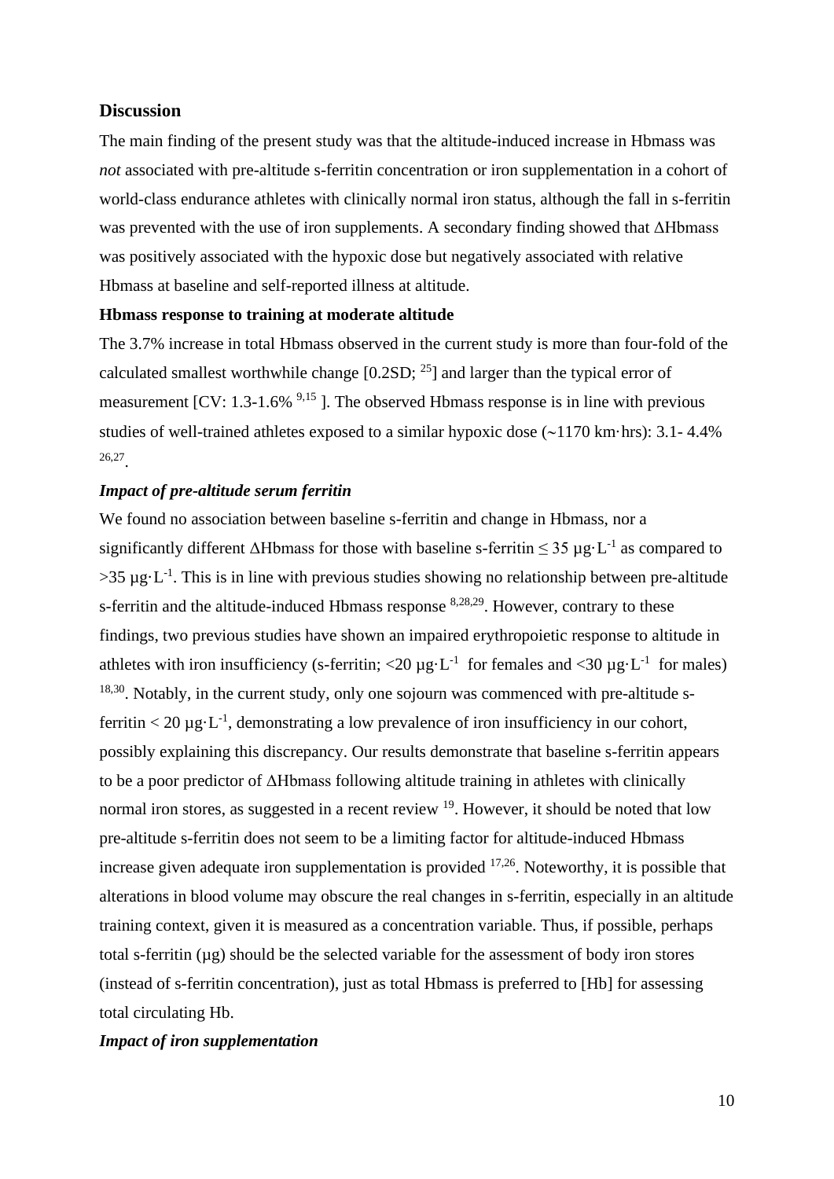## Discussion

The main finding of the present study was that the altitude-induced increase in Hbmass was *not* associated with pre-altitude s-ferritin concentration or iron supplementation in a cohort of world-class endurance athletes with clinically normal iron status, although the fall in s-ferritin was prevented with the use of iron supplements. A secondary finding showed that ΔHbmass was positively associated with the hypoxic dose but negatively associated with relative Hbmass at baseline and self-reported illness at altitude.

### Hbmass response to training at moderate altitude

The 3.7% increase in total Hbmass observed in the current study is more than four-fold of the calculated smallest worthwhile change [0.2SD; [25]] and larger than the typical error of measurement [CV: 1.3-1.6% [9,15] ]. The observed Hbmass response is in line with previous studies of well-trained athletes exposed to a similar hypoxic dose (~1170 km·hrs): 3.1- 4.4% [26,27].

### *Impact of pre-altitude serum ferritin*

We found no association between baseline s-ferritin and change in Hbmass, nor a significantly different ΔHbmass for those with baseline s-ferritin ≤ 35 $\mu g \cdot L^{-1}$ as compared to >35 $\mu g \cdot L^{-1}$. This is in line with previous studies showing no relationship between pre-altitude s-ferritin and the altitude-induced Hbmass response [8,28,29]. However, contrary to these findings, two previous studies have shown an impaired erythropoietic response to altitude in athletes with iron insufficiency (s-ferritin; <20 $\mu g \cdot L^{-1}$ for females and <30 $\mu g \cdot L^{-1}$ for males) [18,30]. Notably, in the current study, only one sojourn was commenced with pre-altitude s-ferritin < 20 $\mu g \cdot L^{-1}$, demonstrating a low prevalence of iron insufficiency in our cohort, possibly explaining this discrepancy. Our results demonstrate that baseline s-ferritin appears to be a poor predictor of ΔHbmass following altitude training in athletes with clinically normal iron stores, as suggested in a recent review [19]. However, it should be noted that low pre-altitude s-ferritin does not seem to be a limiting factor for altitude-induced Hbmass increase given adequate iron supplementation is provided [17,26]. Noteworthy, it is possible that alterations in blood volume may obscure the real changes in s-ferritin, especially in an altitude training context, given it is measured as a concentration variable. Thus, if possible, perhaps total s-ferritin (µg) should be the selected variable for the assessment of body iron stores (instead of s-ferritin concentration), just as total Hbmass is preferred to [Hb] for assessing total circulating Hb.

### *Impact of iron supplementation*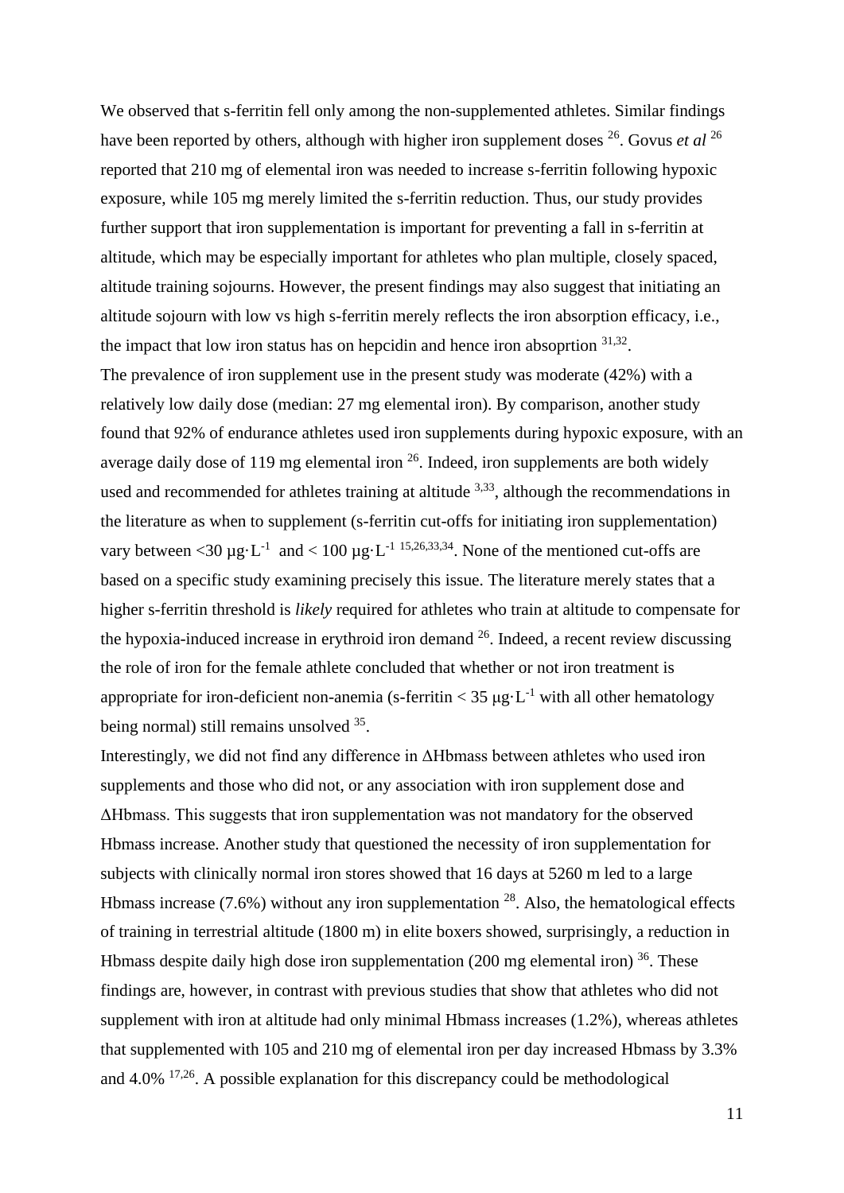We observed that s-ferritin fell only among the non-supplemented athletes. Similar findings have been reported by others, although with higher iron supplement doses [26]. Govus *et al* [26] reported that 210 mg of elemental iron was needed to increase s-ferritin following hypoxic exposure, while 105 mg merely limited the s-ferritin reduction. Thus, our study provides further support that iron supplementation is important for preventing a fall in s-ferritin at altitude, which may be especially important for athletes who plan multiple, closely spaced, altitude training sojourns. However, the present findings may also suggest that initiating an altitude sojourn with low vs high s-ferritin merely reflects the iron absorption efficacy, i.e., the impact that low iron status has on hepcidin and hence iron absoprtion [31,32].

The prevalence of iron supplement use in the present study was moderate (42%) with a relatively low daily dose (median: 27 mg elemental iron). By comparison, another study found that 92% of endurance athletes used iron supplements during hypoxic exposure, with an average daily dose of 119 mg elemental iron [26]. Indeed, iron supplements are both widely used and recommended for athletes training at altitude [3,33], although the recommendations in the literature as when to supplement (s-ferritin cut-offs for initiating iron supplementation) vary between $<30$ $\mu g \cdot L^{-1}$ and $< 100$ $\mu g \cdot L^{-1}$ [15,26,33,34]. None of the mentioned cut-offs are based on a specific study examining precisely this issue. The literature merely states that a higher s-ferritin threshold is *likely* required for athletes who train at altitude to compensate for the hypoxia-induced increase in erythroid iron demand [26]. Indeed, a recent review discussing the role of iron for the female athlete concluded that whether or not iron treatment is appropriate for iron-deficient non-anemia (s-ferritin $< 35$ $\mu g \cdot L^{-1}$ with all other hematology being normal) still remains unsolved [35].

Interestingly, we did not find any difference in ΔHbmass between athletes who used iron supplements and those who did not, or any association with iron supplement dose and ΔHbmass. This suggests that iron supplementation was not mandatory for the observed Hbmass increase. Another study that questioned the necessity of iron supplementation for subjects with clinically normal iron stores showed that 16 days at 5260 m led to a large Hbmass increase (7.6%) without any iron supplementation [28]. Also, the hematological effects of training in terrestrial altitude (1800 m) in elite boxers showed, surprisingly, a reduction in Hbmass despite daily high dose iron supplementation (200 mg elemental iron) [36]. These findings are, however, in contrast with previous studies that show that athletes who did not supplement with iron at altitude had only minimal Hbmass increases (1.2%), whereas athletes that supplemented with 105 and 210 mg of elemental iron per day increased Hbmass by 3.3% and 4.0% [17,26]. A possible explanation for this discrepancy could be methodological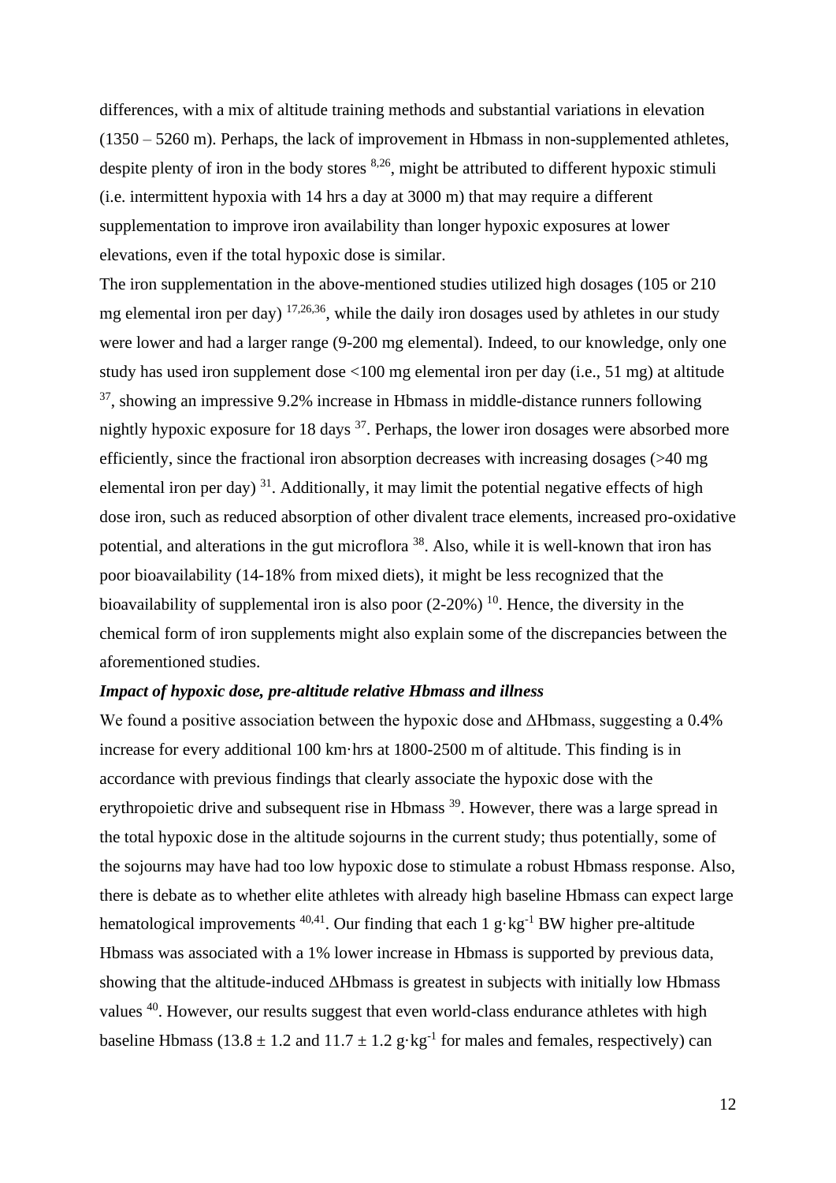differences, with a mix of altitude training methods and substantial variations in elevation (1350 – 5260 m). Perhaps, the lack of improvement in Hbmass in non-supplemented athletes, despite plenty of iron in the body stores [8,26], might be attributed to different hypoxic stimuli (i.e. intermittent hypoxia with 14 hrs a day at 3000 m) that may require a different supplementation to improve iron availability than longer hypoxic exposures at lower elevations, even if the total hypoxic dose is similar.

The iron supplementation in the above-mentioned studies utilized high dosages (105 or 210 mg elemental iron per day) [17,26,36], while the daily iron dosages used by athletes in our study were lower and had a larger range (9-200 mg elemental). Indeed, to our knowledge, only one study has used iron supplement dose <100 mg elemental iron per day (i.e., 51 mg) at altitude [37], showing an impressive 9.2% increase in Hbmass in middle-distance runners following nightly hypoxic exposure for 18 days [37]. Perhaps, the lower iron dosages were absorbed more efficiently, since the fractional iron absorption decreases with increasing dosages (>40 mg elemental iron per day) [31]. Additionally, it may limit the potential negative effects of high dose iron, such as reduced absorption of other divalent trace elements, increased pro-oxidative potential, and alterations in the gut microflora [38]. Also, while it is well-known that iron has poor bioavailability (14-18% from mixed diets), it might be less recognized that the bioavailability of supplemental iron is also poor (2-20%) [10]. Hence, the diversity in the chemical form of iron supplements might also explain some of the discrepancies between the aforementioned studies.

### *Impact of hypoxic dose, pre-altitude relative Hbmass and illness*

We found a positive association between the hypoxic dose and ΔHbmass, suggesting a 0.4% increase for every additional 100 km·hrs at 1800-2500 m of altitude. This finding is in accordance with previous findings that clearly associate the hypoxic dose with the erythropoietic drive and subsequent rise in Hbmass [39]. However, there was a large spread in the total hypoxic dose in the altitude sojourns in the current study; thus potentially, some of the sojourns may have had too low hypoxic dose to stimulate a robust Hbmass response. Also, there is debate as to whether elite athletes with already high baseline Hbmass can expect large hematological improvements [40,41]. Our finding that each 1 $g \cdot kg^{-1}$ BW higher pre-altitude Hbmass was associated with a 1% lower increase in Hbmass is supported by previous data, showing that the altitude-induced ΔHbmass is greatest in subjects with initially low Hbmass values [40]. However, our results suggest that even world-class endurance athletes with high baseline Hbmass ($13.8 \pm 1.2$ and $11.7 \pm 1.2$ $g \cdot kg^{-1}$ for males and females, respectively) can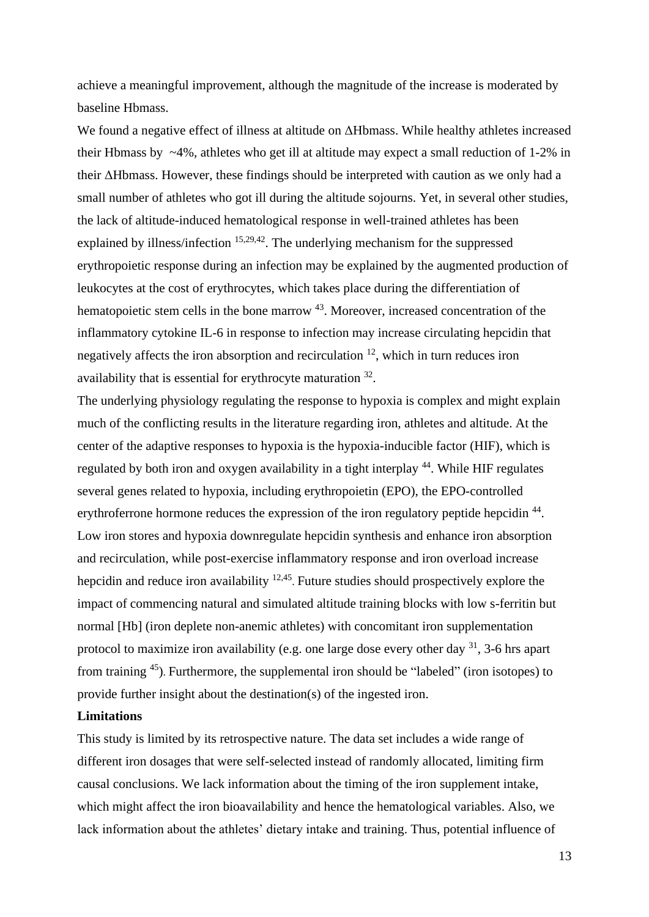achieve a meaningful improvement, although the magnitude of the increase is moderated by baseline Hbmass.

We found a negative effect of illness at altitude on ΔHbmass. While healthy athletes increased their Hbmass by ~4%, athletes who get ill at altitude may expect a small reduction of 1-2% in their ΔHbmass. However, these findings should be interpreted with caution as we only had a small number of athletes who got ill during the altitude sojourns. Yet, in several other studies, the lack of altitude-induced hematological response in well-trained athletes has been explained by illness/infection [15,29,42]. The underlying mechanism for the suppressed erythropoietic response during an infection may be explained by the augmented production of leukocytes at the cost of erythrocytes, which takes place during the differentiation of hematopoietic stem cells in the bone marrow [43]. Moreover, increased concentration of the inflammatory cytokine IL-6 in response to infection may increase circulating hepcidin that negatively affects the iron absorption and recirculation [12], which in turn reduces iron availability that is essential for erythrocyte maturation [32].

The underlying physiology regulating the response to hypoxia is complex and might explain much of the conflicting results in the literature regarding iron, athletes and altitude. At the center of the adaptive responses to hypoxia is the hypoxia-inducible factor (HIF), which is regulated by both iron and oxygen availability in a tight interplay [44]. While HIF regulates several genes related to hypoxia, including erythropoietin (EPO), the EPO-controlled erythroferrone hormone reduces the expression of the iron regulatory peptide hepcidin [44]. Low iron stores and hypoxia downregulate hepcidin synthesis and enhance iron absorption and recirculation, while post-exercise inflammatory response and iron overload increase hepcidin and reduce iron availability [12,45]. Future studies should prospectively explore the impact of commencing natural and simulated altitude training blocks with low s-ferritin but normal [Hb] (iron deplete non-anemic athletes) with concomitant iron supplementation protocol to maximize iron availability (e.g. one large dose every other day [31], 3-6 hrs apart from training [45]). Furthermore, the supplemental iron should be "labeled" (iron isotopes) to provide further insight about the destination(s) of the ingested iron.

**Limitations**

This study is limited by its retrospective nature. The data set includes a wide range of different iron dosages that were self-selected instead of randomly allocated, limiting firm causal conclusions. We lack information about the timing of the iron supplement intake, which might affect the iron bioavailability and hence the hematological variables. Also, we lack information about the athletes' dietary intake and training. Thus, potential influence of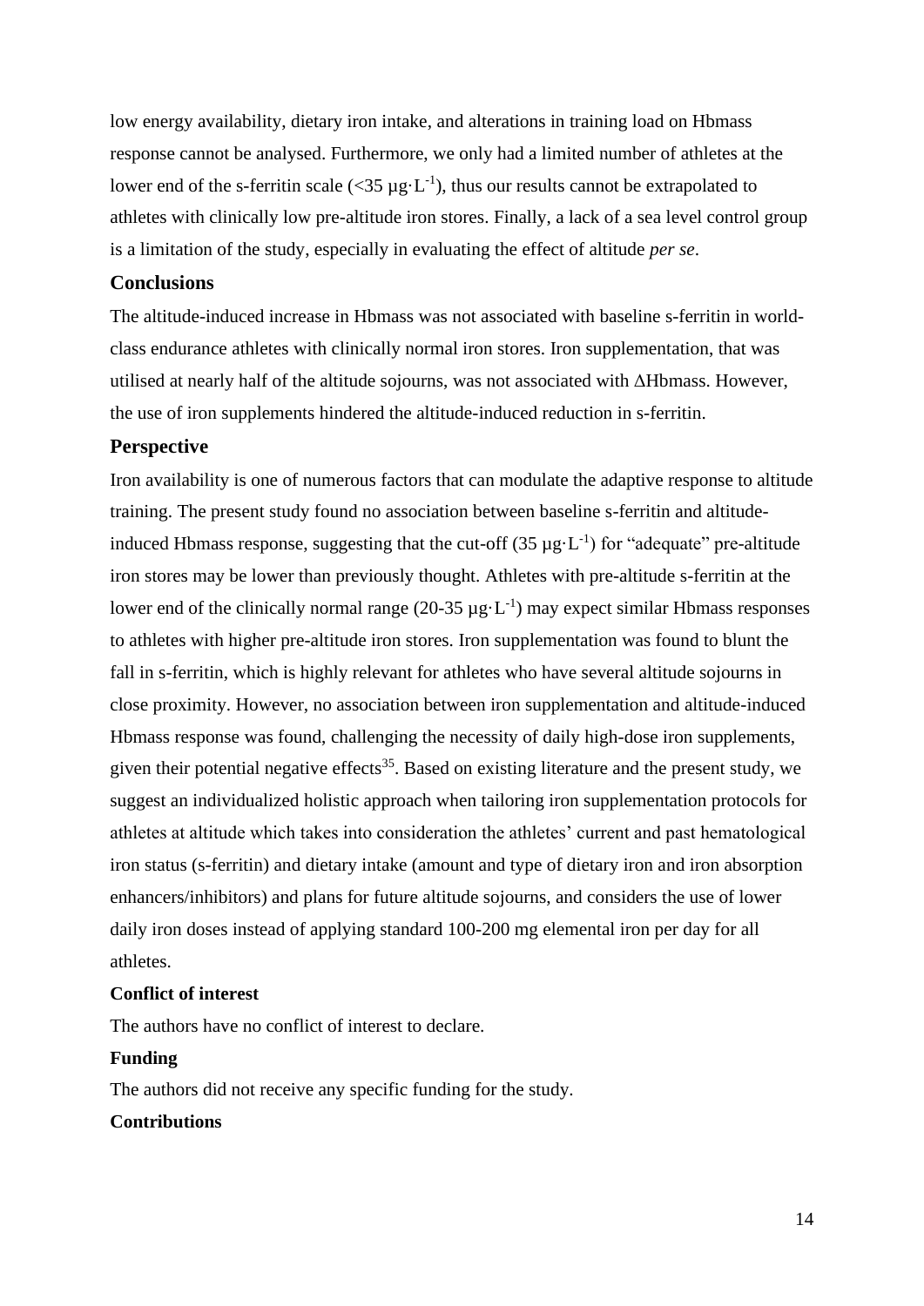low energy availability, dietary iron intake, and alterations in training load on Hbmass response cannot be analysed. Furthermore, we only had a limited number of athletes at the lower end of the s-ferritin scale (<35 $\mu g \cdot L^{-1}$), thus our results cannot be extrapolated to athletes with clinically low pre-altitude iron stores. Finally, a lack of a sea level control group is a limitation of the study, especially in evaluating the effect of altitude *per se*.

## Conclusions

The altitude-induced increase in Hbmass was not associated with baseline s-ferritin in world-class endurance athletes with clinically normal iron stores. Iron supplementation, that was utilised at nearly half of the altitude sojourns, was not associated with ΔHbmass. However, the use of iron supplements hindered the altitude-induced reduction in s-ferritin.

## Perspective

Iron availability is one of numerous factors that can modulate the adaptive response to altitude training. The present study found no association between baseline s-ferritin and altitude-induced Hbmass response, suggesting that the cut-off (35 $\mu g \cdot L^{-1}$) for "adequate" pre-altitude iron stores may be lower than previously thought. Athletes with pre-altitude s-ferritin at the lower end of the clinically normal range (20-35 $\mu g \cdot L^{-1}$) may expect similar Hbmass responses to athletes with higher pre-altitude iron stores. Iron supplementation was found to blunt the fall in s-ferritin, which is highly relevant for athletes who have several altitude sojourns in close proximity. However, no association between iron supplementation and altitude-induced Hbmass response was found, challenging the necessity of daily high-dose iron supplements, given their potential negative effects[35]. Based on existing literature and the present study, we suggest an individualized holistic approach when tailoring iron supplementation protocols for athletes at altitude which takes into consideration the athletes' current and past hematological iron status (s-ferritin) and dietary intake (amount and type of dietary iron and iron absorption enhancers/inhibitors) and plans for future altitude sojourns, and considers the use of lower daily iron doses instead of applying standard 100-200 mg elemental iron per day for all athletes.

**Conflict of interest**

The authors have no conflict of interest to declare.

**Funding**

The authors did not receive any specific funding for the study.

**Contributions**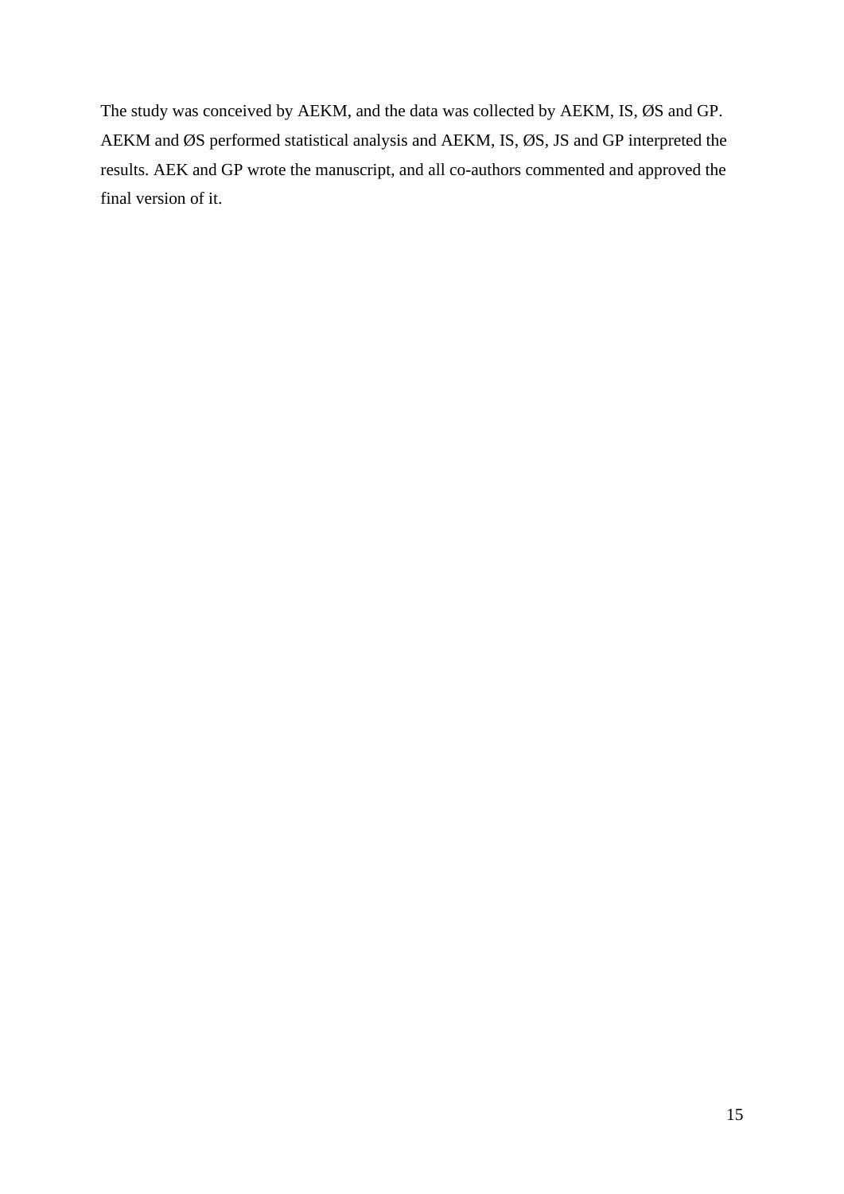The study was conceived by AEKM, and the data was collected by AEKM, IS, ØS and GP. AEKM and ØS performed statistical analysis and AEKM, IS, ØS, JS and GP interpreted the results. AEK and GP wrote the manuscript, and all co-authors commented and approved the final version of it.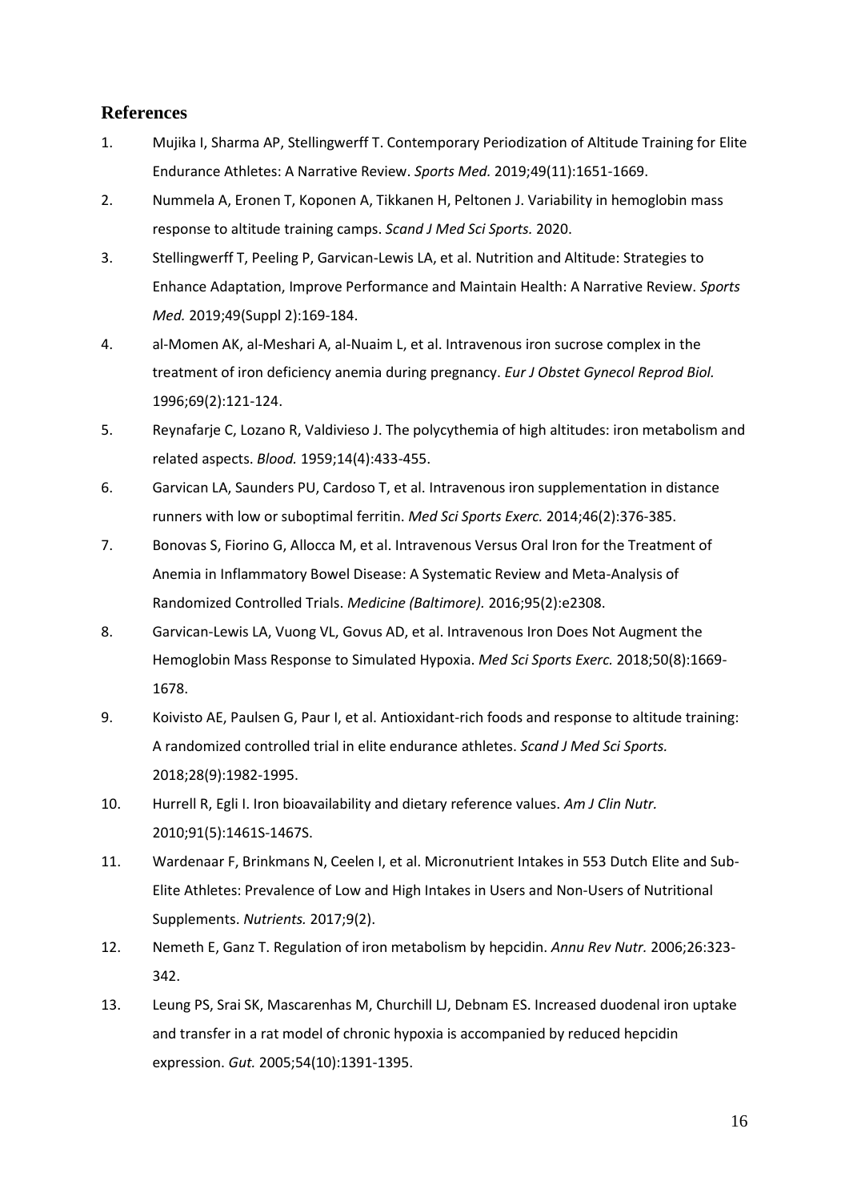## References

1. Mujika I, Sharma AP, Stellingwerff T. Contemporary Periodization of Altitude Training for Elite Endurance Athletes: A Narrative Review. *Sports Med.* 2019;49(11):1651-1669.
2. Nummela A, Eronen T, Koponen A, Tikkanen H, Peltonen J. Variability in hemoglobin mass response to altitude training camps. *Scand J Med Sci Sports.* 2020.
3. Stellingwerff T, Peeling P, Garvican-Lewis LA, et al. Nutrition and Altitude: Strategies to Enhance Adaptation, Improve Performance and Maintain Health: A Narrative Review. *Sports Med.* 2019;49(Suppl 2):169-184.
4. al-Momen AK, al-Meshari A, al-Nuaim L, et al. Intravenous iron sucrose complex in the treatment of iron deficiency anemia during pregnancy. *Eur J Obstet Gynecol Reprod Biol.* 1996;69(2):121-124.
5. Reynafarje C, Lozano R, Valdivieso J. The polycythemia of high altitudes: iron metabolism and related aspects. *Blood.* 1959;14(4):433-455.
6. Garvican LA, Saunders PU, Cardoso T, et al. Intravenous iron supplementation in distance runners with low or suboptimal ferritin. *Med Sci Sports Exerc.* 2014;46(2):376-385.
7. Bonovas S, Fiorino G, Allocca M, et al. Intravenous Versus Oral Iron for the Treatment of Anemia in Inflammatory Bowel Disease: A Systematic Review and Meta-Analysis of Randomized Controlled Trials. *Medicine (Baltimore).* 2016;95(2):e2308.
8. Garvican-Lewis LA, Vuong VL, Govus AD, et al. Intravenous Iron Does Not Augment the Hemoglobin Mass Response to Simulated Hypoxia. *Med Sci Sports Exerc.* 2018;50(8):1669-1678.
9. Koivisto AE, Paulsen G, Paur I, et al. Antioxidant-rich foods and response to altitude training: A randomized controlled trial in elite endurance athletes. *Scand J Med Sci Sports.* 2018;28(9):1982-1995.
10. Hurrell R, Egli I. Iron bioavailability and dietary reference values. *Am J Clin Nutr.* 2010;91(5):1461S-1467S.
11. Wardenaar F, Brinkmans N, Ceelen I, et al. Micronutrient Intakes in 553 Dutch Elite and Sub-Elite Athletes: Prevalence of Low and High Intakes in Users and Non-Users of Nutritional Supplements. *Nutrients.* 2017;9(2).
12. Nemeth E, Ganz T. Regulation of iron metabolism by hepcidin. *Annu Rev Nutr.* 2006;26:323-342.
13. Leung PS, Srai SK, Mascarenhas M, Churchill LJ, Debnam ES. Increased duodenal iron uptake and transfer in a rat model of chronic hypoxia is accompanied by reduced hepcidin expression. *Gut.* 2005;54(10):1391-1395.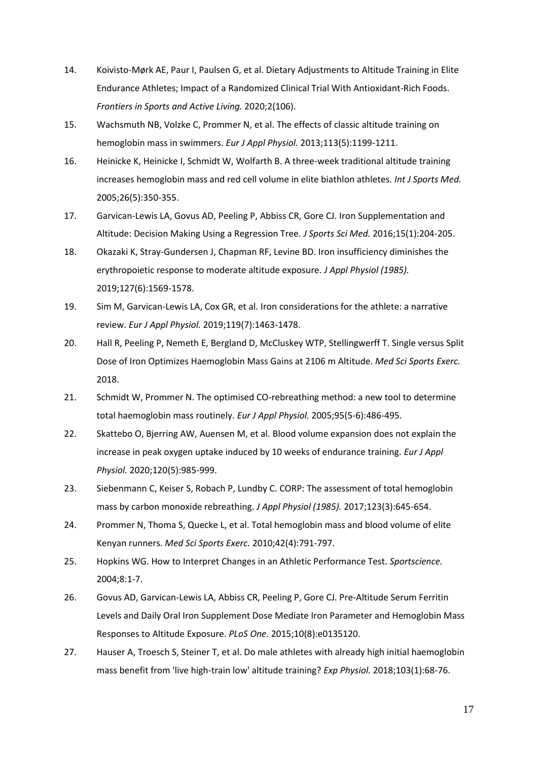14. Koivisto-Mørk AE, Paur I, Paulsen G, et al. Dietary Adjustments to Altitude Training in Elite Endurance Athletes; Impact of a Randomized Clinical Trial With Antioxidant-Rich Foods. *Frontiers in Sports and Active Living.* 2020;2(106).
15. Wachsmuth NB, Volzke C, Prommer N, et al. The effects of classic altitude training on hemoglobin mass in swimmers. *Eur J Appl Physiol.* 2013;113(5):1199-1211.
16. Heinicke K, Heinicke I, Schmidt W, Wolfarth B. A three-week traditional altitude training increases hemoglobin mass and red cell volume in elite biathlon athletes. *Int J Sports Med.* 2005;26(5):350-355.
17. Garvican-Lewis LA, Govus AD, Peeling P, Abbiss CR, Gore CJ. Iron Supplementation and Altitude: Decision Making Using a Regression Tree. *J Sports Sci Med.* 2016;15(1):204-205.
18. Okazaki K, Stray-Gundersen J, Chapman RF, Levine BD. Iron insufficiency diminishes the erythropoietic response to moderate altitude exposure. *J Appl Physiol (1985).* 2019;127(6):1569-1578.
19. Sim M, Garvican-Lewis LA, Cox GR, et al. Iron considerations for the athlete: a narrative review. *Eur J Appl Physiol.* 2019;119(7):1463-1478.
20. Hall R, Peeling P, Nemeth E, Bergland D, McCluskey WTP, Stellingwerff T. Single versus Split Dose of Iron Optimizes Haemoglobin Mass Gains at 2106 m Altitude. *Med Sci Sports Exerc.* 2018.
21. Schmidt W, Prommer N. The optimised CO-rebreathing method: a new tool to determine total haemoglobin mass routinely. *Eur J Appl Physiol.* 2005;95(5-6):486-495.
22. Skattebo O, Bjerring AW, Auensen M, et al. Blood volume expansion does not explain the increase in peak oxygen uptake induced by 10 weeks of endurance training. *Eur J Appl Physiol.* 2020;120(5):985-999.
23. Siebenmann C, Keiser S, Robach P, Lundby C. CORP: The assessment of total hemoglobin mass by carbon monoxide rebreathing. *J Appl Physiol (1985).* 2017;123(3):645-654.
24. Prommer N, Thoma S, Quecke L, et al. Total hemoglobin mass and blood volume of elite Kenyan runners. *Med Sci Sports Exerc.* 2010;42(4):791-797.
25. Hopkins WG. How to Interpret Changes in an Athletic Performance Test. *Sportscience.* 2004;8:1-7.
26. Govus AD, Garvican-Lewis LA, Abbiss CR, Peeling P, Gore CJ. Pre-Altitude Serum Ferritin Levels and Daily Oral Iron Supplement Dose Mediate Iron Parameter and Hemoglobin Mass Responses to Altitude Exposure. *PLoS One.* 2015;10(8):e0135120.
27. Hauser A, Troesch S, Steiner T, et al. Do male athletes with already high initial haemoglobin mass benefit from 'live high-train low' altitude training? *Exp Physiol.* 2018;103(1):68-76.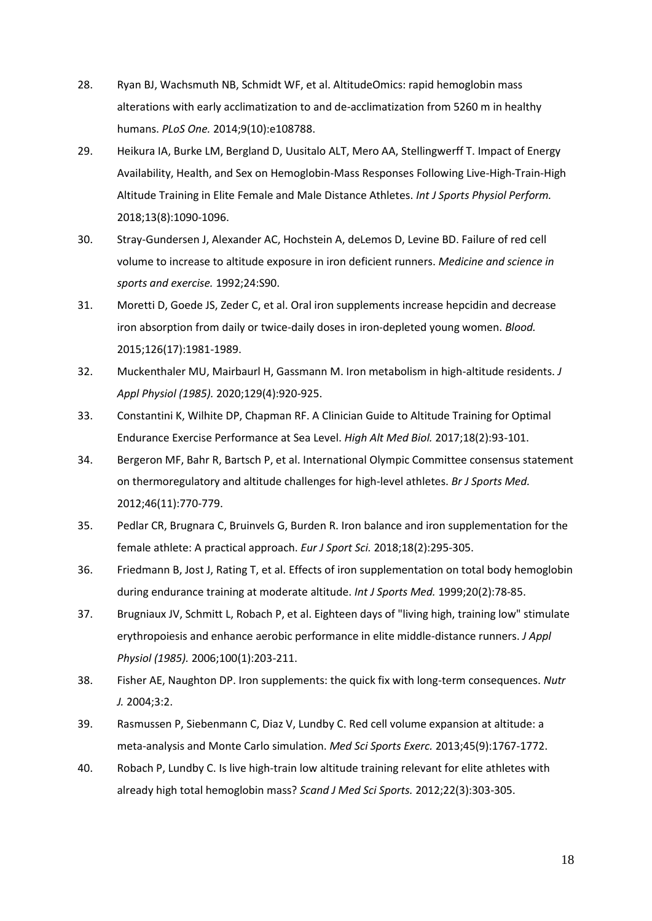28. Ryan BJ, Wachsmuth NB, Schmidt WF, et al. AltitudeOmics: rapid hemoglobin mass alterations with early acclimatization to and de-acclimatization from 5260 m in healthy humans. *PLoS One.* 2014;9(10):e108788.
29. Heikura IA, Burke LM, Bergland D, Uusitalo ALT, Mero AA, Stellingwerff T. Impact of Energy Availability, Health, and Sex on Hemoglobin-Mass Responses Following Live-High-Train-High Altitude Training in Elite Female and Male Distance Athletes. *Int J Sports Physiol Perform.* 2018;13(8):1090-1096.
30. Stray-Gundersen J, Alexander AC, Hochstein A, deLemos D, Levine BD. Failure of red cell volume to increase to altitude exposure in iron deficient runners. *Medicine and science in sports and exercise.* 1992;24:S90.
31. Moretti D, Goede JS, Zeder C, et al. Oral iron supplements increase hepcidin and decrease iron absorption from daily or twice-daily doses in iron-depleted young women. *Blood.* 2015;126(17):1981-1989.
32. Muckenthaler MU, Mairbaurl H, Gassmann M. Iron metabolism in high-altitude residents. *J Appl Physiol (1985).* 2020;129(4):920-925.
33. Constantini K, Wilhite DP, Chapman RF. A Clinician Guide to Altitude Training for Optimal Endurance Exercise Performance at Sea Level. *High Alt Med Biol.* 2017;18(2):93-101.
34. Bergeron MF, Bahr R, Bartsch P, et al. International Olympic Committee consensus statement on thermoregulatory and altitude challenges for high-level athletes. *Br J Sports Med.* 2012;46(11):770-779.
35. Pedlar CR, Brugnara C, Bruinvels G, Burden R. Iron balance and iron supplementation for the female athlete: A practical approach. *Eur J Sport Sci.* 2018;18(2):295-305.
36. Friedmann B, Jost J, Rating T, et al. Effects of iron supplementation on total body hemoglobin during endurance training at moderate altitude. *Int J Sports Med.* 1999;20(2):78-85.
37. Brugniaux JV, Schmitt L, Robach P, et al. Eighteen days of "living high, training low" stimulate erythropoiesis and enhance aerobic performance in elite middle-distance runners. *J Appl Physiol (1985).* 2006;100(1):203-211.
38. Fisher AE, Naughton DP. Iron supplements: the quick fix with long-term consequences. *Nutr J.* 2004;3:2.
39. Rasmussen P, Siebenmann C, Diaz V, Lundby C. Red cell volume expansion at altitude: a meta-analysis and Monte Carlo simulation. *Med Sci Sports Exerc.* 2013;45(9):1767-1772.
40. Robach P, Lundby C. Is live high-train low altitude training relevant for elite athletes with already high total hemoglobin mass? *Scand J Med Sci Sports.* 2012;22(3):303-305.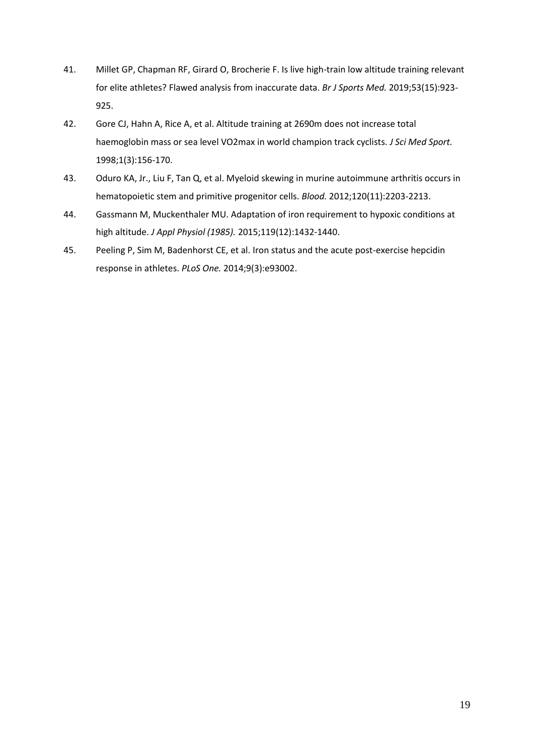41. Millet GP, Chapman RF, Girard O, Brocherie F. Is live high-train low altitude training relevant for elite athletes? Flawed analysis from inaccurate data. *Br J Sports Med.* 2019;53(15):923-925.
42. Gore CJ, Hahn A, Rice A, et al. Altitude training at 2690m does not increase total haemoglobin mass or sea level VO2max in world champion track cyclists. *J Sci Med Sport.* 1998;1(3):156-170.
43. Oduro KA, Jr., Liu F, Tan Q, et al. Myeloid skewing in murine autoimmune arthritis occurs in hematopoietic stem and primitive progenitor cells. *Blood.* 2012;120(11):2203-2213.
44. Gassmann M, Muckenthaler MU. Adaptation of iron requirement to hypoxic conditions at high altitude. *J Appl Physiol (1985).* 2015;119(12):1432-1440.
45. Peeling P, Sim M, Badenhorst CE, et al. Iron status and the acute post-exercise hepcidin response in athletes. *PLoS One.* 2014;9(3):e93002.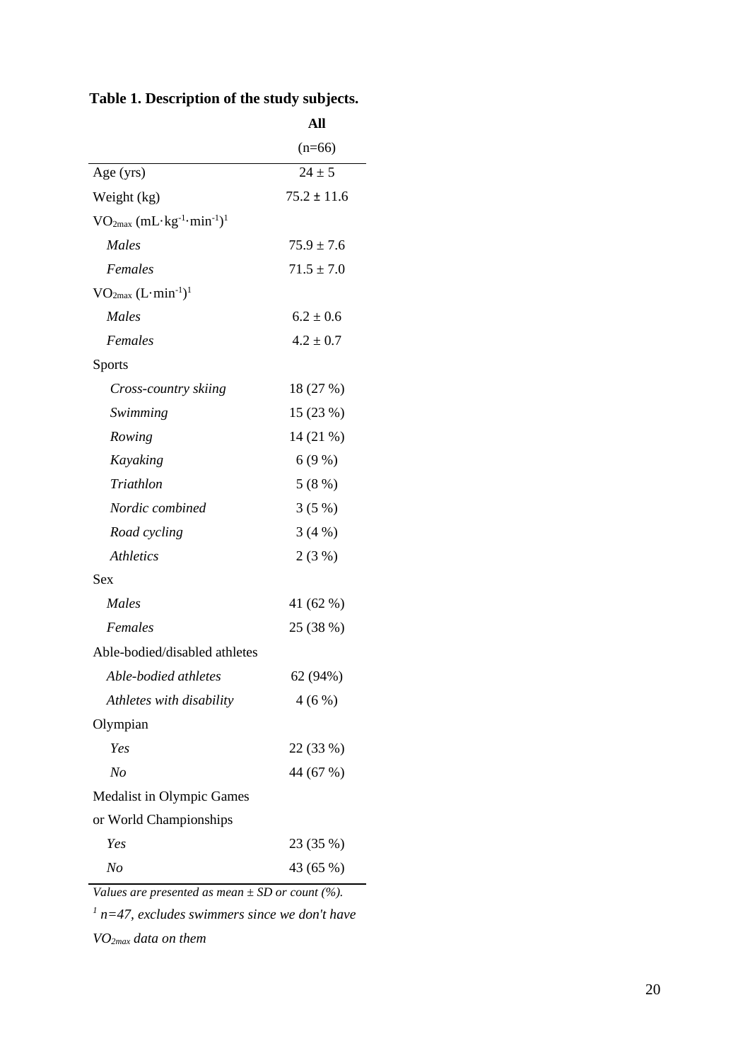**Table 1. Description of the study subjects.**

| | **All** (n=66) |
|---|---|
| Age (yrs) | 24 ± 5 |
| Weight (kg) | 75.2 ± 11.6 |
| $VO_{2max}$ ($mL \cdot kg^{-1} \cdot min^{-1}$)[1] | |
| *Males* | 75.9 ± 7.6 |
| *Females* | 71.5 ± 7.0 |
| $VO_{2max}$ ($L \cdot min^{-1}$)[1] | |
| *Males* | 6.2 ± 0.6 |
| *Females* | 4.2 ± 0.7 |
| Sports | |
| *Cross-country skiing* | 18 (27 %) |
| *Swimming* | 15 (23 %) |
| *Rowing* | 14 (21 %) |
| *Kayaking* | 6 (9 %) |
| *Triathlon* | 5 (8 %) |
| *Nordic combined* | 3 (5 %) |
| *Road cycling* | 3 (4 %) |
| *Athletics* | 2 (3 %) |
| Sex | |
| *Males* | 41 (62 %) |
| *Females* | 25 (38 %) |
| Able-bodied/disabled athletes | |
| *Able-bodied athletes* | 62 (94%) |
| *Athletes with disability* | 4 (6 %) |
| Olympian | |
| *Yes* | 22 (33 %) |
| *No* | 44 (67 %) |
| Medalist in Olympic Games or World Championships | |
| *Yes* | 23 (35 %) |
| *No* | 43 (65 %) |

*Values are presented as mean ± SD or count (%).*

[1] *n=47, excludes swimmers since we don't have $VO_{2max}$ data on them*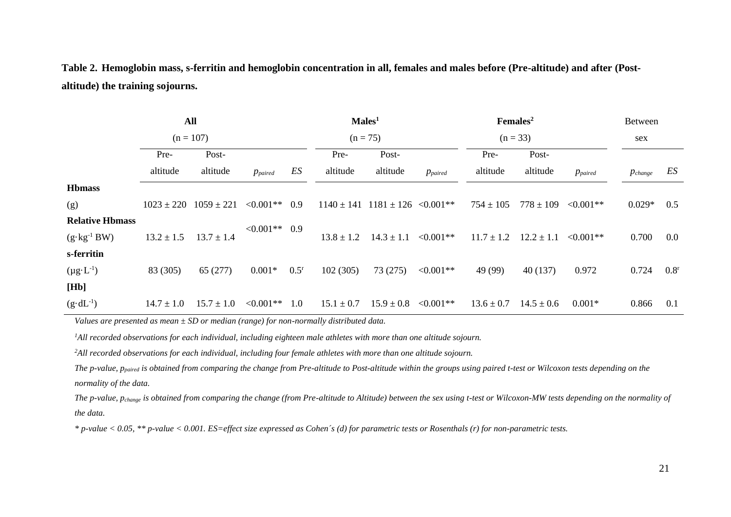**Table 2. Hemoglobin mass, s-ferritin and hemoglobin concentration in all, females and males before (Pre-altitude) and after (Post-altitude) the training sojourns.**

| | **All** (n = 107) | | | | **Males**[1] (n = 75) | | | **Females**[2] (n = 33) | | | Between sex | |
|---|---|---|---|---|---|---|---|---|---|---|---|---|
| | Pre-altitude | Post-altitude | $p_{paired}$ | *ES* | Pre-altitude | Post-altitude | $p_{paired}$ | Pre-altitude | Post-altitude | $p_{paired}$ | $p_{change}$ | *ES* |
| **Hbmass** (g) | 1023 ± 220 | 1059 ± 221 | <0.001** | 0.9 | 1140 ± 141 | 1181 ± 126 | <0.001** | 754 ± 105 | 778 ± 109 | <0.001** | 0.029* | 0.5 |
| **Relative Hbmass** ($g \cdot kg^{-1}$ BW) | 13.2 ± 1.5 | 13.7 ± 1.4 | <0.001** | 0.9 | 13.8 ± 1.2 | 14.3 ± 1.1 | <0.001** | 11.7 ± 1.2 | 12.2 ± 1.1 | <0.001** | 0.700 | 0.0 |
| **s-ferritin** ($\mu g \cdot L^{-1}$) | 83 (305) | 65 (277) | 0.001* | $0.5^r$ | 102 (305) | 73 (275) | <0.001** | 49 (99) | 40 (137) | 0.972 | 0.724 | $0.8^r$ |
| **[Hb]** ($g \cdot dL^{-1}$) | 14.7 ± 1.0 | 15.7 ± 1.0 | <0.001** | 1.0 | 15.1 ± 0.7 | 15.9 ± 0.8 | <0.001** | 13.6 ± 0.7 | 14.5 ± 0.6 | 0.001* | 0.866 | 0.1 |

*Values are presented as mean ± SD or median (range) for non-normally distributed data.*

[1]*All recorded observations for each individual, including eighteen male athletes with more than one altitude sojourn.*

[2]*All recorded observations for each individual, including four female athletes with more than one altitude sojourn.*

*The p-value, $p_{paired}$ is obtained from comparing the change from Pre-altitude to Post-altitude within the groups using paired t-test or Wilcoxon tests depending on the normality of the data.*

*The p-value, $p_{change}$ is obtained from comparing the change (from Pre-altitude to Altitude) between the sex using t-test or Wilcoxon-MW tests depending on the normality of the data.*

*\* p-value < 0.05, \*\* p-value < 0.001. ES=effect size expressed as Cohen´s (d) for parametric tests or Rosenthals (r) for non-parametric tests.*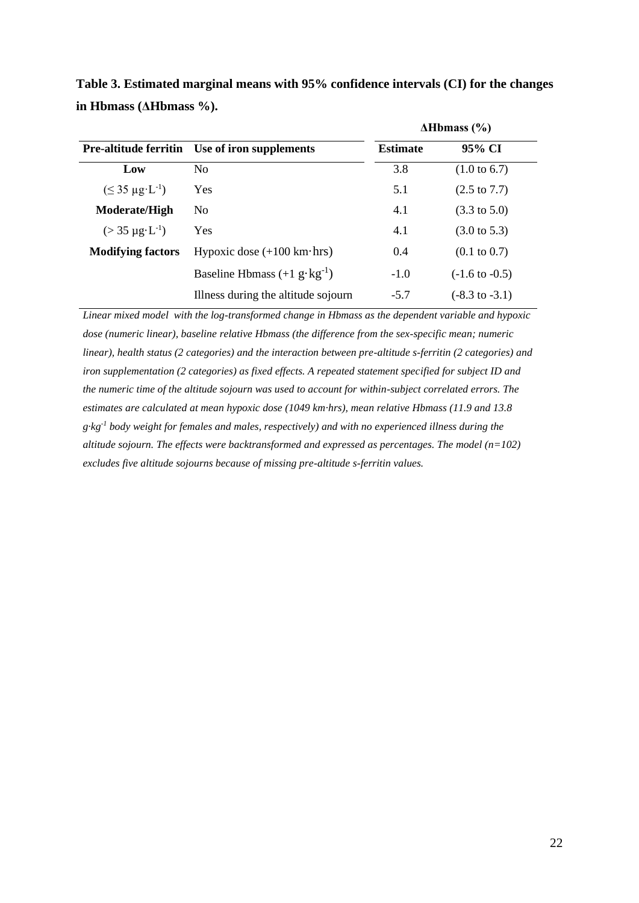**Table 3. Estimated marginal means with 95% confidence intervals (CI) for the changes in Hbmass (ΔHbmass %).**

| Pre-altitude ferritin | Use of iron supplements | ΔHbmass (%) Estimate | 95% CI |
|---|---|---|---|
| **Low** | No | 3.8 | (1.0 to 6.7) |
| ($\leq$ 35 $\mu g \cdot L^{-1}$) | Yes | 5.1 | (2.5 to 7.7) |
| **Moderate/High** | No | 4.1 | (3.3 to 5.0) |
| (> 35 $\mu g \cdot L^{-1}$) | Yes | 4.1 | (3.0 to 5.3) |
| **Modifying factors** | Hypoxic dose (+100 km·hrs) | 0.4 | (0.1 to 0.7) |
| | Baseline Hbmass (+1 $g \cdot kg^{-1}$) | -1.0 | (-1.6 to -0.5) |
| | Illness during the altitude sojourn | -5.7 | (-8.3 to -3.1) |

*Linear mixed model with the log-transformed change in Hbmass as the dependent variable and hypoxic dose (numeric linear), baseline relative Hbmass (the difference from the sex-specific mean; numeric linear), health status (2 categories) and the interaction between pre-altitude s-ferritin (2 categories) and iron supplementation (2 categories) as fixed effects. A repeated statement specified for subject ID and the numeric time of the altitude sojourn was used to account for within-subject correlated errors. The estimates are calculated at mean hypoxic dose (1049 km·hrs), mean relative Hbmass (11.9 and 13.8 $g \cdot kg^{-1}$ body weight for females and males, respectively) and with no experienced illness during the altitude sojourn. The effects were backtransformed and expressed as percentages. The model (n=102) excludes five altitude sojourns because of missing pre-altitude s-ferritin values.*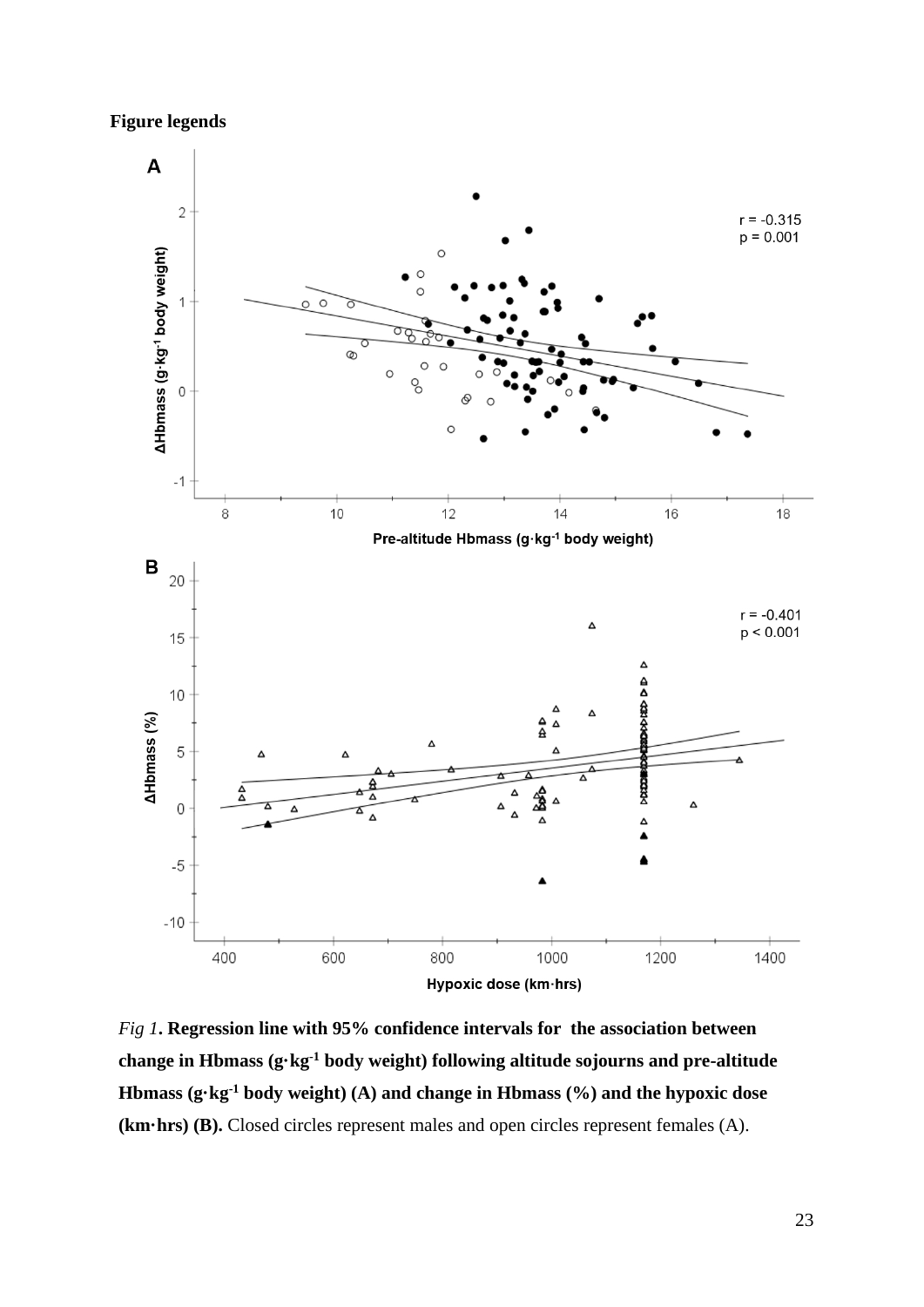**Figure legends**

*Fig 1*. **Regression line with 95% confidence intervals for the association between change in Hbmass (g·kg$^{-1}$ body weight) following altitude sojourns and pre-altitude Hbmass (g·kg$^{-1}$ body weight) (A) and change in Hbmass (%) and the hypoxic dose (km·hrs) (B).** Closed circles represent males and open circles represent females (A).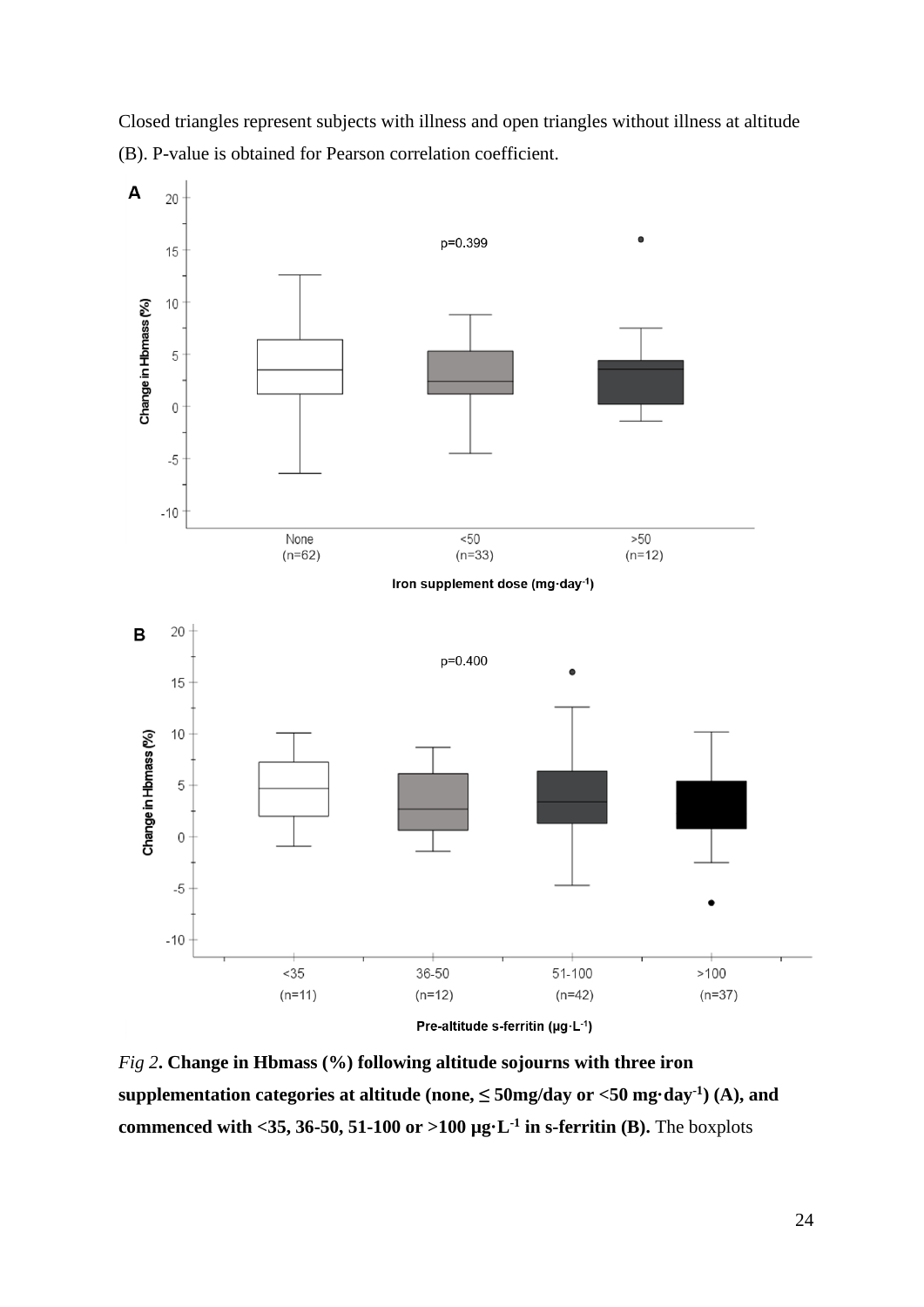Closed triangles represent subjects with illness and open triangles without illness at altitude (B). P-value is obtained for Pearson correlation coefficient.

*Fig 2*. **Change in Hbmass (%) following altitude sojourns with three iron supplementation categories at altitude (none, ≤ 50mg/day or <50 mg·day$^{-1}$) (A), and commenced with <35, 36-50, 51-100 or >100 µg·L$^{-1}$ in s-ferritin (B).** The boxplots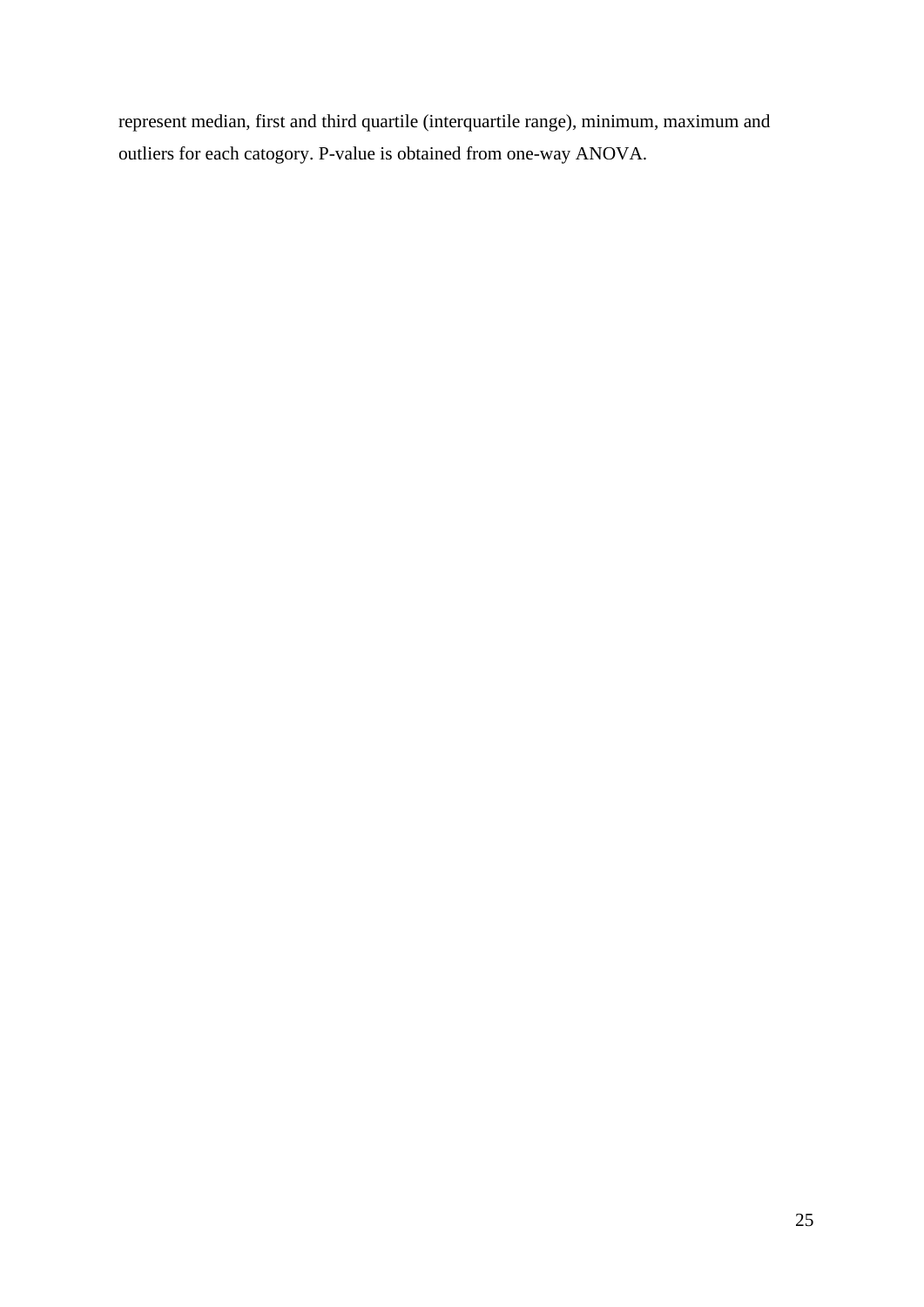represent median, first and third quartile (interquartile range), minimum, maximum and outliers for each catogory. P-value is obtained from one-way ANOVA.